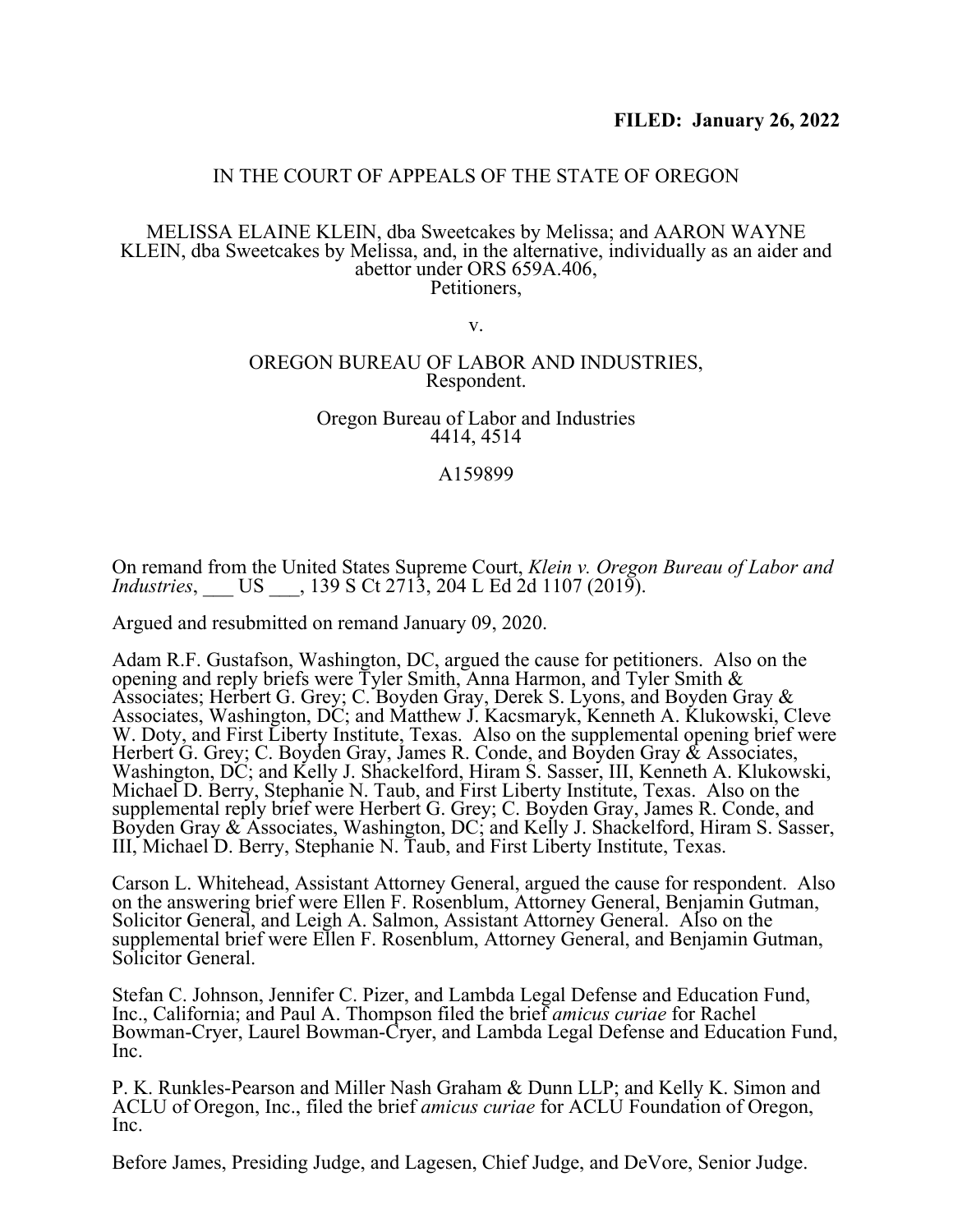**FILED: January 26, 2022**

IN THE COURT OF APPEALS OF THE STATE OF OREGON

MELISSA ELAINE KLEIN, dba Sweetcakes by Melissa; and AARON WAYNE KLEIN, dba Sweetcakes by Melissa, and, in the alternative, individually as an aider and abettor under ORS 659A.406,
Petitioners,

v.

OREGON BUREAU OF LABOR AND INDUSTRIES,
Respondent.

Oregon Bureau of Labor and Industries
4414, 4514

A159899

On remand from the United States Supreme Court, *Klein v. Oregon Bureau of Labor and Industries*, ___ US ___, 139 S Ct 2713, 204 L Ed 2d 1107 (2019).

Argued and resubmitted on remand January 09, 2020.

Adam R.F. Gustafson, Washington, DC, argued the cause for petitioners. Also on the opening and reply briefs were Tyler Smith, Anna Harmon, and Tyler Smith & Associates; Herbert G. Grey; C. Boyden Gray, Derek S. Lyons, and Boyden Gray & Associates, Washington, DC; and Matthew J. Kacsmaryk, Kenneth A. Klukowski, Cleve W. Doty, and First Liberty Institute, Texas. Also on the supplemental opening brief were Herbert G. Grey; C. Boyden Gray, James R. Conde, and Boyden Gray & Associates, Washington, DC; and Kelly J. Shackelford, Hiram S. Sasser, III, Kenneth A. Klukowski, Michael D. Berry, Stephanie N. Taub, and First Liberty Institute, Texas. Also on the supplemental reply brief were Herbert G. Grey; C. Boyden Gray, James R. Conde, and Boyden Gray & Associates, Washington, DC; and Kelly J. Shackelford, Hiram S. Sasser, III, Michael D. Berry, Stephanie N. Taub, and First Liberty Institute, Texas.

Carson L. Whitehead, Assistant Attorney General, argued the cause for respondent. Also on the answering brief were Ellen F. Rosenblum, Attorney General, Benjamin Gutman, Solicitor General, and Leigh A. Salmon, Assistant Attorney General. Also on the supplemental brief were Ellen F. Rosenblum, Attorney General, and Benjamin Gutman, Solicitor General.

Stefan C. Johnson, Jennifer C. Pizer, and Lambda Legal Defense and Education Fund, Inc., California; and Paul A. Thompson filed the brief *amicus curiae* for Rachel Bowman-Cryer, Laurel Bowman-Cryer, and Lambda Legal Defense and Education Fund, Inc.

P. K. Runkles-Pearson and Miller Nash Graham & Dunn LLP; and Kelly K. Simon and ACLU of Oregon, Inc., filed the brief *amicus curiae* for ACLU Foundation of Oregon, Inc.

Before James, Presiding Judge, and Lagesen, Chief Judge, and DeVore, Senior Judge.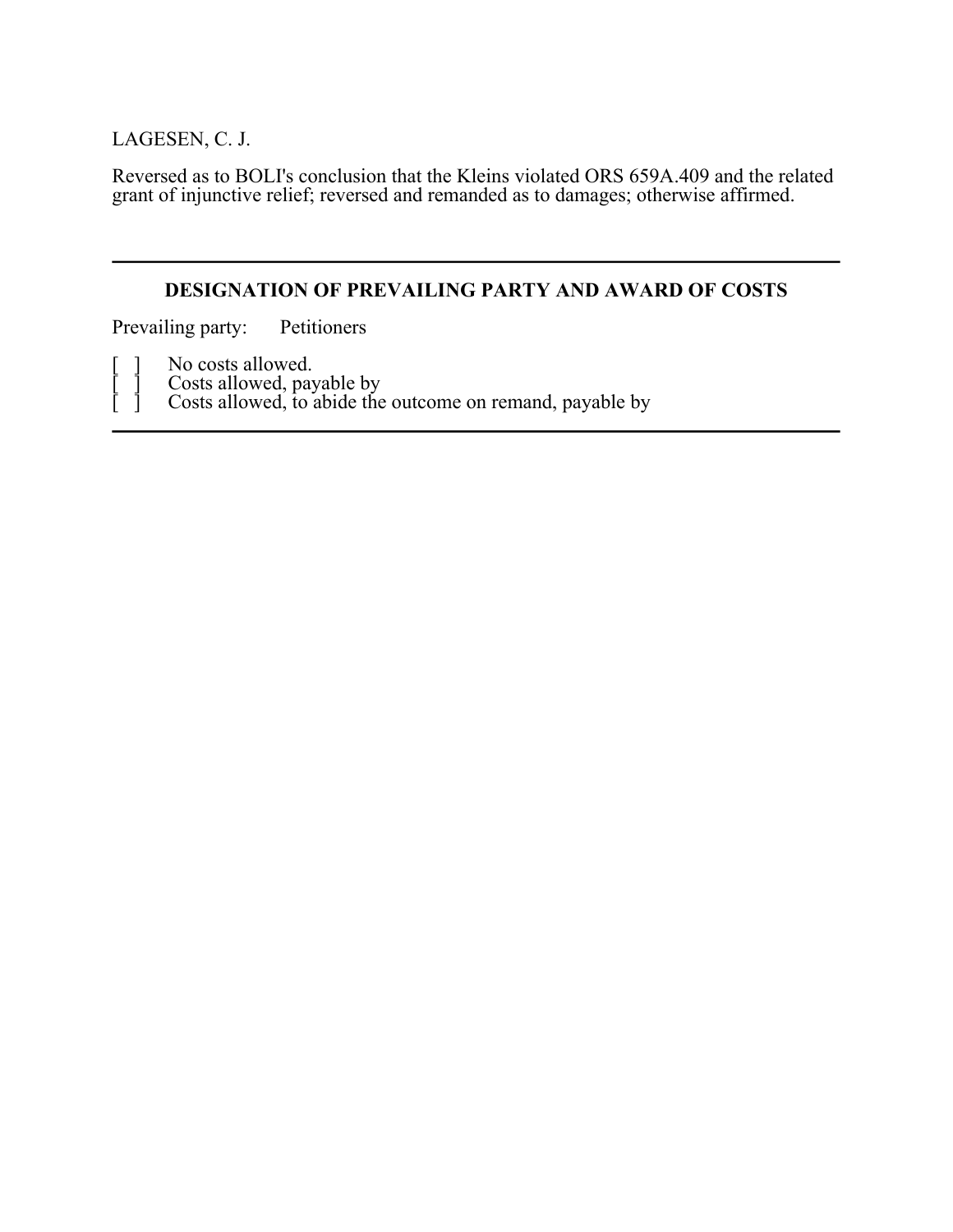LAGESEN, C. J.

Reversed as to BOLI's conclusion that the Kleins violated ORS 659A.409 and the related grant of injunctive relief; reversed and remanded as to damages; otherwise affirmed.

---

**DESIGNATION OF PREVAILING PARTY AND AWARD OF COSTS**

Prevailing party: Petitioners

[ ] No costs allowed.
[ ] Costs allowed, payable by
[ ] Costs allowed, to abide the outcome on remand, payable by

---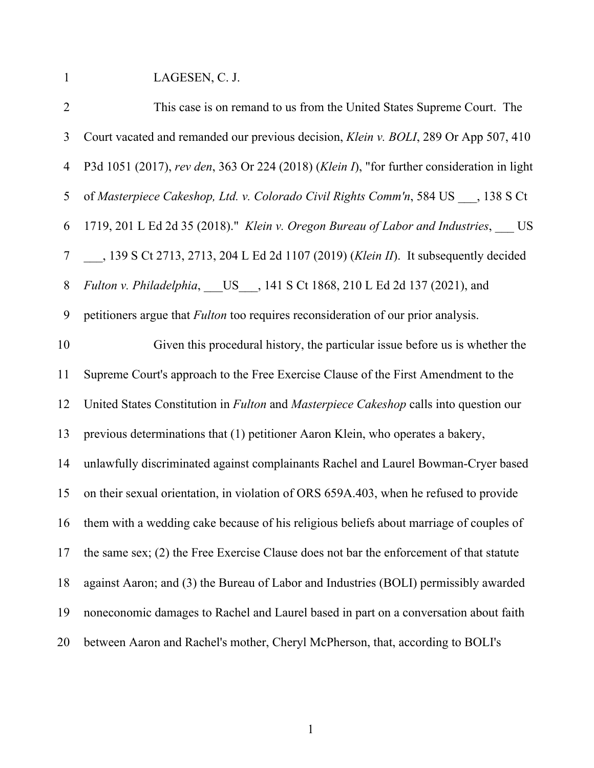LAGESEN, C. J.

This case is on remand to us from the United States Supreme Court. The Court vacated and remanded our previous decision, *Klein v. BOLI*, 289 Or App 507, 410 P3d 1051 (2017), *rev den*, 363 Or 224 (2018) (*Klein I*), "for further consideration in light of *Masterpiece Cakeshop, Ltd. v. Colorado Civil Rights Comm'n*, 584 US ___, 138 S Ct 1719, 201 L Ed 2d 35 (2018)." *Klein v. Oregon Bureau of Labor and Industries*, ___ US ___, 139 S Ct 2713, 2713, 204 L Ed 2d 1107 (2019) (*Klein II*). It subsequently decided *Fulton v. Philadelphia*, ___US___, 141 S Ct 1868, 210 L Ed 2d 137 (2021), and petitioners argue that *Fulton* too requires reconsideration of our prior analysis.

Given this procedural history, the particular issue before us is whether the Supreme Court's approach to the Free Exercise Clause of the First Amendment to the United States Constitution in *Fulton* and *Masterpiece Cakeshop* calls into question our previous determinations that (1) petitioner Aaron Klein, who operates a bakery, unlawfully discriminated against complainants Rachel and Laurel Bowman-Cryer based on their sexual orientation, in violation of ORS 659A.403, when he refused to provide them with a wedding cake because of his religious beliefs about marriage of couples of the same sex; (2) the Free Exercise Clause does not bar the enforcement of that statute against Aaron; and (3) the Bureau of Labor and Industries (BOLI) permissibly awarded noneconomic damages to Rachel and Laurel based in part on a conversation about faith between Aaron and Rachel's mother, Cheryl McPherson, that, according to BOLI's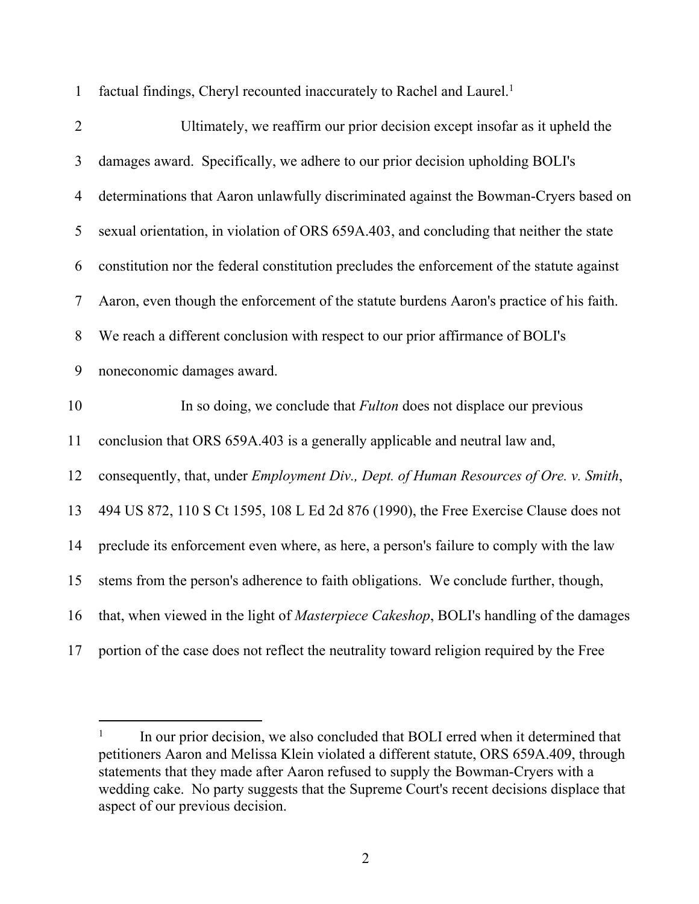factual findings, Cheryl recounted inaccurately to Rachel and Laurel.[1]

Ultimately, we reaffirm our prior decision except insofar as it upheld the damages award. Specifically, we adhere to our prior decision upholding BOLI's determinations that Aaron unlawfully discriminated against the Bowman-Cryers based on sexual orientation, in violation of ORS 659A.403, and concluding that neither the state constitution nor the federal constitution precludes the enforcement of the statute against Aaron, even though the enforcement of the statute burdens Aaron's practice of his faith. We reach a different conclusion with respect to our prior affirmance of BOLI's noneconomic damages award.

In so doing, we conclude that *Fulton* does not displace our previous conclusion that ORS 659A.403 is a generally applicable and neutral law and, consequently, that, under *Employment Div., Dept. of Human Resources of Ore. v. Smith*, 494 US 872, 110 S Ct 1595, 108 L Ed 2d 876 (1990), the Free Exercise Clause does not preclude its enforcement even where, as here, a person's failure to comply with the law stems from the person's adherence to faith obligations. We conclude further, though, that, when viewed in the light of *Masterpiece Cakeshop*, BOLI's handling of the damages portion of the case does not reflect the neutrality toward religion required by the Free

---

[1] In our prior decision, we also concluded that BOLI erred when it determined that petitioners Aaron and Melissa Klein violated a different statute, ORS 659A.409, through statements that they made after Aaron refused to supply the Bowman-Cryers with a wedding cake. No party suggests that the Supreme Court's recent decisions displace that aspect of our previous decision.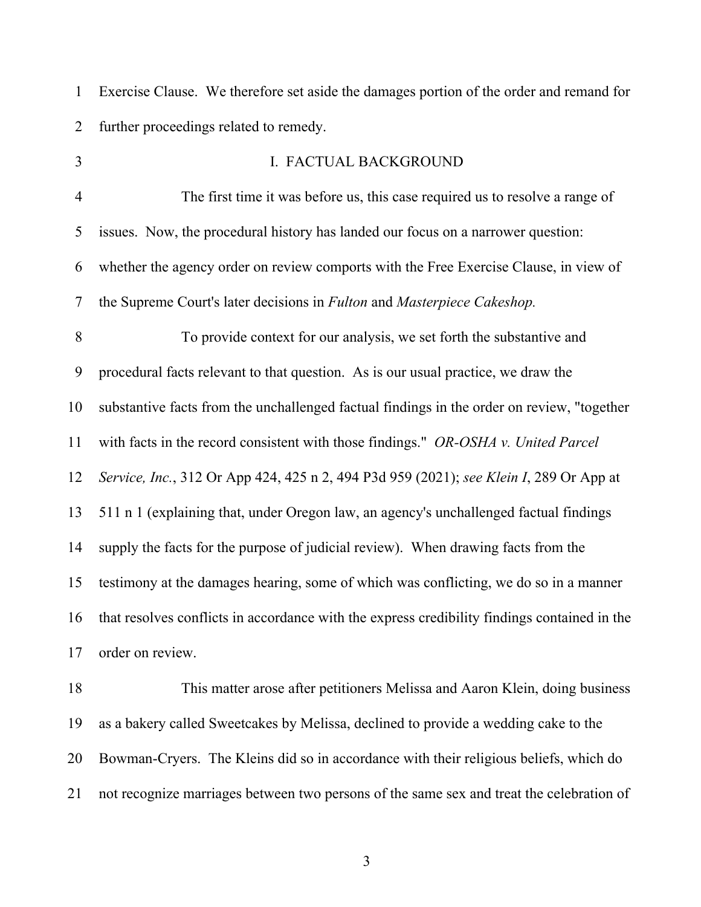Exercise Clause. We therefore set aside the damages portion of the order and remand for further proceedings related to remedy.

## I. FACTUAL BACKGROUND

The first time it was before us, this case required us to resolve a range of issues. Now, the procedural history has landed our focus on a narrower question: whether the agency order on review comports with the Free Exercise Clause, in view of the Supreme Court's later decisions in *Fulton* and *Masterpiece Cakeshop.*

To provide context for our analysis, we set forth the substantive and procedural facts relevant to that question. As is our usual practice, we draw the substantive facts from the unchallenged factual findings in the order on review, "together with facts in the record consistent with those findings." *OR-OSHA v. United Parcel Service, Inc.*, 312 Or App 424, 425 n 2, 494 P3d 959 (2021); *see Klein I*, 289 Or App at 511 n 1 (explaining that, under Oregon law, an agency's unchallenged factual findings supply the facts for the purpose of judicial review). When drawing facts from the testimony at the damages hearing, some of which was conflicting, we do so in a manner that resolves conflicts in accordance with the express credibility findings contained in the order on review.

This matter arose after petitioners Melissa and Aaron Klein, doing business as a bakery called Sweetcakes by Melissa, declined to provide a wedding cake to the Bowman-Cryers. The Kleins did so in accordance with their religious beliefs, which do not recognize marriages between two persons of the same sex and treat the celebration of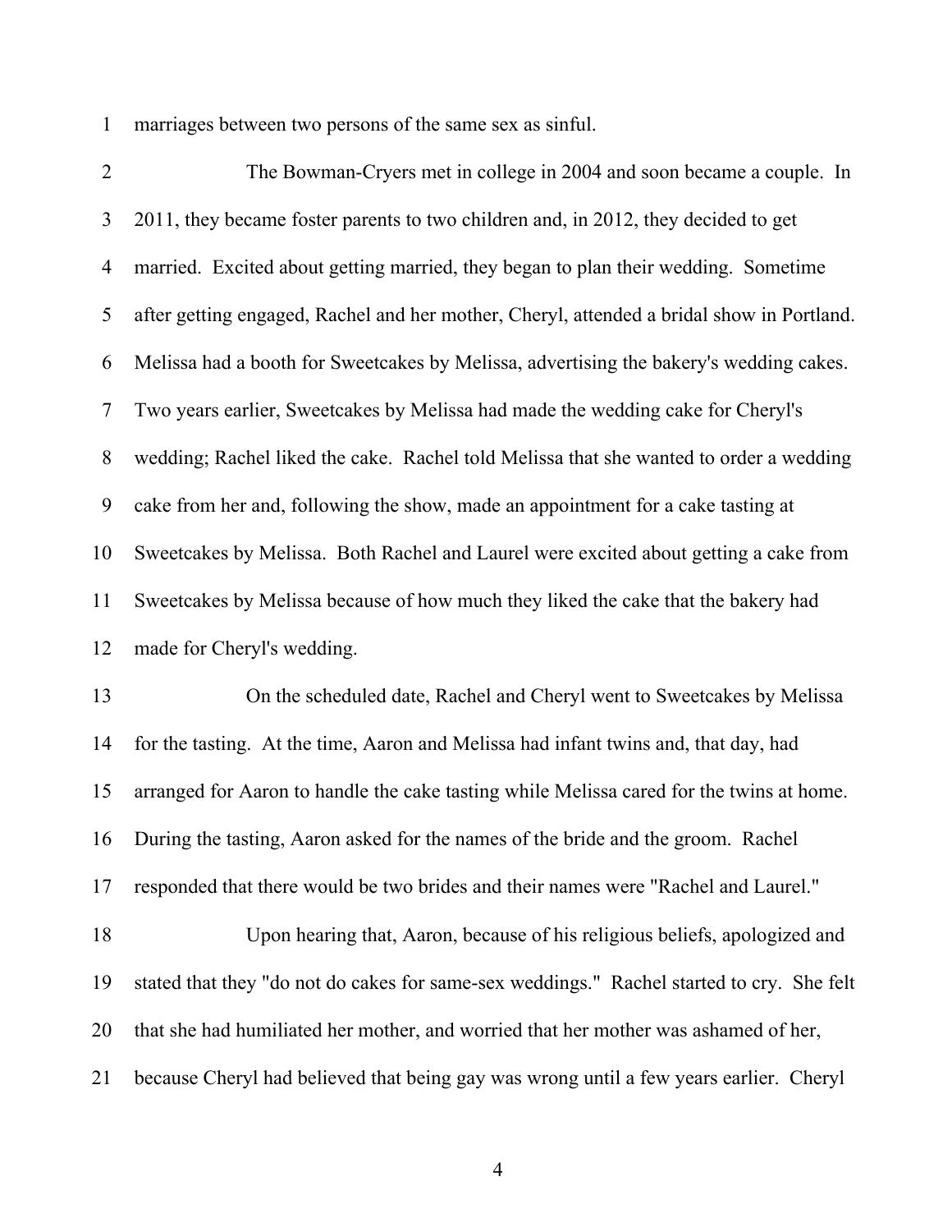marriages between two persons of the same sex as sinful.

The Bowman-Cryers met in college in 2004 and soon became a couple. In 2011, they became foster parents to two children and, in 2012, they decided to get married. Excited about getting married, they began to plan their wedding. Sometime after getting engaged, Rachel and her mother, Cheryl, attended a bridal show in Portland. Melissa had a booth for Sweetcakes by Melissa, advertising the bakery's wedding cakes. Two years earlier, Sweetcakes by Melissa had made the wedding cake for Cheryl's wedding; Rachel liked the cake. Rachel told Melissa that she wanted to order a wedding cake from her and, following the show, made an appointment for a cake tasting at Sweetcakes by Melissa. Both Rachel and Laurel were excited about getting a cake from Sweetcakes by Melissa because of how much they liked the cake that the bakery had made for Cheryl's wedding.

On the scheduled date, Rachel and Cheryl went to Sweetcakes by Melissa for the tasting. At the time, Aaron and Melissa had infant twins and, that day, had arranged for Aaron to handle the cake tasting while Melissa cared for the twins at home. During the tasting, Aaron asked for the names of the bride and the groom. Rachel responded that there would be two brides and their names were "Rachel and Laurel."

Upon hearing that, Aaron, because of his religious beliefs, apologized and stated that they "do not do cakes for same-sex weddings." Rachel started to cry. She felt that she had humiliated her mother, and worried that her mother was ashamed of her, because Cheryl had believed that being gay was wrong until a few years earlier. Cheryl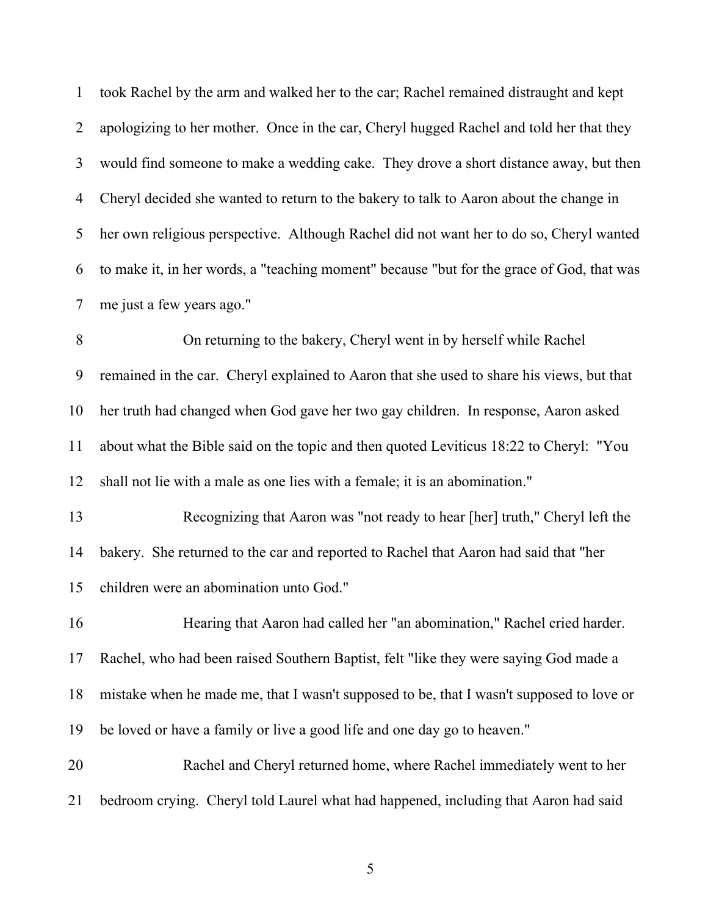took Rachel by the arm and walked her to the car; Rachel remained distraught and kept apologizing to her mother. Once in the car, Cheryl hugged Rachel and told her that they would find someone to make a wedding cake. They drove a short distance away, but then Cheryl decided she wanted to return to the bakery to talk to Aaron about the change in her own religious perspective. Although Rachel did not want her to do so, Cheryl wanted to make it, in her words, a "teaching moment" because "but for the grace of God, that was me just a few years ago."

On returning to the bakery, Cheryl went in by herself while Rachel remained in the car. Cheryl explained to Aaron that she used to share his views, but that her truth had changed when God gave her two gay children. In response, Aaron asked about what the Bible said on the topic and then quoted Leviticus 18:22 to Cheryl: "You shall not lie with a male as one lies with a female; it is an abomination."

Recognizing that Aaron was "not ready to hear [her] truth," Cheryl left the bakery. She returned to the car and reported to Rachel that Aaron had said that "her children were an abomination unto God."

Hearing that Aaron had called her "an abomination," Rachel cried harder. Rachel, who had been raised Southern Baptist, felt "like they were saying God made a mistake when he made me, that I wasn't supposed to be, that I wasn't supposed to love or be loved or have a family or live a good life and one day go to heaven."

Rachel and Cheryl returned home, where Rachel immediately went to her bedroom crying. Cheryl told Laurel what had happened, including that Aaron had said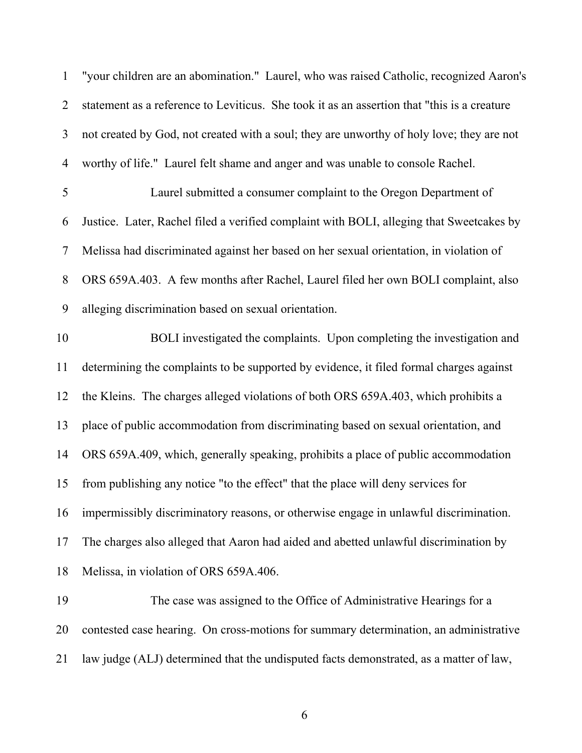"your children are an abomination." Laurel, who was raised Catholic, recognized Aaron's statement as a reference to Leviticus. She took it as an assertion that "this is a creature not created by God, not created with a soul; they are unworthy of holy love; they are not worthy of life." Laurel felt shame and anger and was unable to console Rachel.

Laurel submitted a consumer complaint to the Oregon Department of Justice. Later, Rachel filed a verified complaint with BOLI, alleging that Sweetcakes by Melissa had discriminated against her based on her sexual orientation, in violation of ORS 659A.403. A few months after Rachel, Laurel filed her own BOLI complaint, also alleging discrimination based on sexual orientation.

BOLI investigated the complaints. Upon completing the investigation and determining the complaints to be supported by evidence, it filed formal charges against the Kleins. The charges alleged violations of both ORS 659A.403, which prohibits a place of public accommodation from discriminating based on sexual orientation, and ORS 659A.409, which, generally speaking, prohibits a place of public accommodation from publishing any notice "to the effect" that the place will deny services for impermissibly discriminatory reasons, or otherwise engage in unlawful discrimination. The charges also alleged that Aaron had aided and abetted unlawful discrimination by Melissa, in violation of ORS 659A.406.

The case was assigned to the Office of Administrative Hearings for a contested case hearing. On cross-motions for summary determination, an administrative law judge (ALJ) determined that the undisputed facts demonstrated, as a matter of law,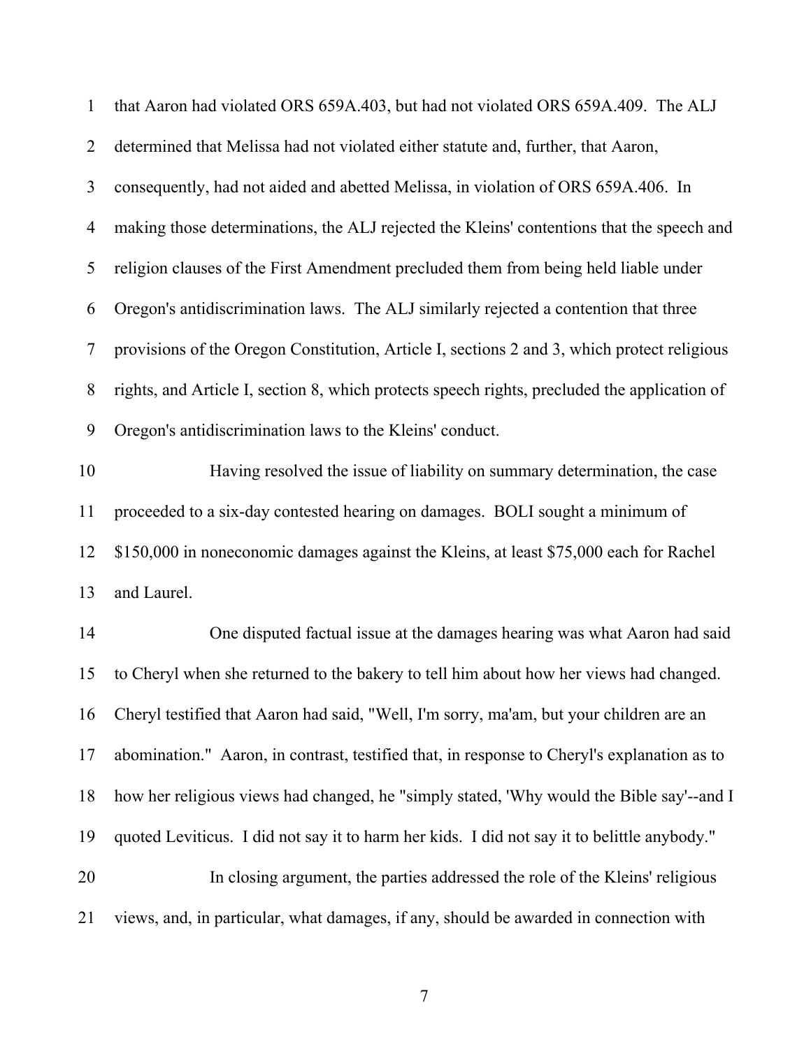that Aaron had violated ORS 659A.403, but had not violated ORS 659A.409. The ALJ determined that Melissa had not violated either statute and, further, that Aaron, consequently, had not aided and abetted Melissa, in violation of ORS 659A.406. In making those determinations, the ALJ rejected the Kleins' contentions that the speech and religion clauses of the First Amendment precluded them from being held liable under Oregon's antidiscrimination laws. The ALJ similarly rejected a contention that three provisions of the Oregon Constitution, Article I, sections 2 and 3, which protect religious rights, and Article I, section 8, which protects speech rights, precluded the application of Oregon's antidiscrimination laws to the Kleins' conduct.

Having resolved the issue of liability on summary determination, the case proceeded to a six-day contested hearing on damages. BOLI sought a minimum of $150,000 in noneconomic damages against the Kleins, at least $75,000 each for Rachel and Laurel.

One disputed factual issue at the damages hearing was what Aaron had said to Cheryl when she returned to the bakery to tell him about how her views had changed. Cheryl testified that Aaron had said, "Well, I'm sorry, ma'am, but your children are an abomination." Aaron, in contrast, testified that, in response to Cheryl's explanation as to how her religious views had changed, he "simply stated, 'Why would the Bible say'--and I quoted Leviticus. I did not say it to harm her kids. I did not say it to belittle anybody."

In closing argument, the parties addressed the role of the Kleins' religious views, and, in particular, what damages, if any, should be awarded in connection with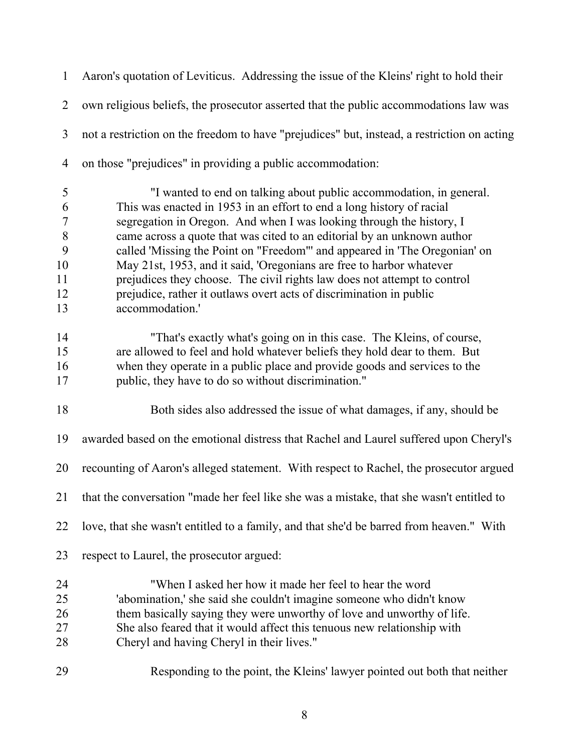Aaron's quotation of Leviticus. Addressing the issue of the Kleins' right to hold their own religious beliefs, the prosecutor asserted that the public accommodations law was not a restriction on the freedom to have "prejudices" but, instead, a restriction on acting on those "prejudices" in providing a public accommodation:

> "I wanted to end on talking about public accommodation, in general. This was enacted in 1953 in an effort to end a long history of racial segregation in Oregon. And when I was looking through the history, I came across a quote that was cited to an editorial by an unknown author called 'Missing the Point on "Freedom"' and appeared in 'The Oregonian' on May 21st, 1953, and it said, 'Oregonians are free to harbor whatever prejudices they choose. The civil rights law does not attempt to control prejudice, rather it outlaws overt acts of discrimination in public accommodation.'
>
> "That's exactly what's going on in this case. The Kleins, of course, are allowed to feel and hold whatever beliefs they hold dear to them. But when they operate in a public place and provide goods and services to the public, they have to do so without discrimination."

Both sides also addressed the issue of what damages, if any, should be awarded based on the emotional distress that Rachel and Laurel suffered upon Cheryl's recounting of Aaron's alleged statement. With respect to Rachel, the prosecutor argued that the conversation "made her feel like she was a mistake, that she wasn't entitled to love, that she wasn't entitled to a family, and that she'd be barred from heaven." With respect to Laurel, the prosecutor argued:

> "When I asked her how it made her feel to hear the word 'abomination,' she said she couldn't imagine someone who didn't know them basically saying they were unworthy of love and unworthy of life. She also feared that it would affect this tenuous new relationship with Cheryl and having Cheryl in their lives."

Responding to the point, the Kleins' lawyer pointed out both that neither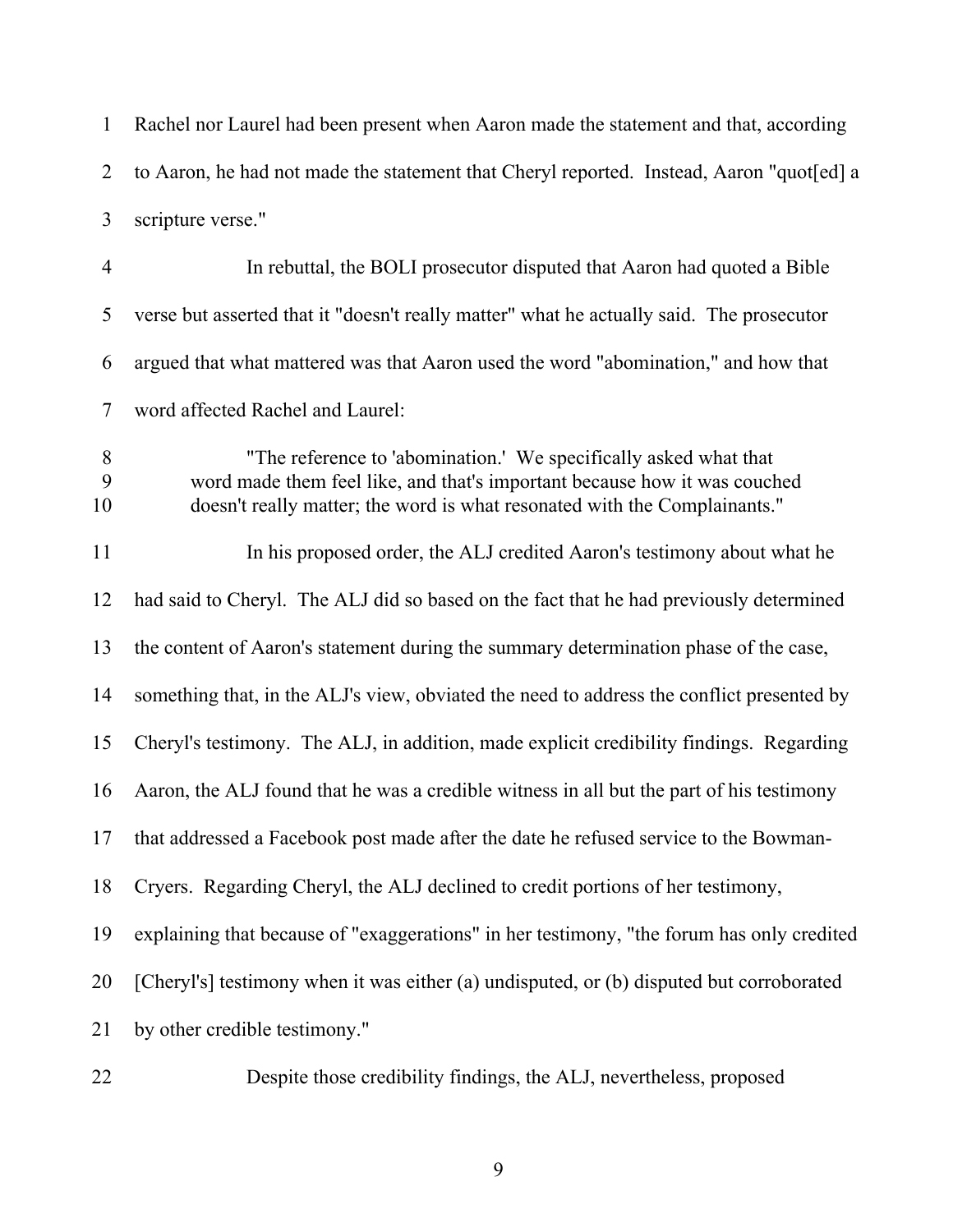Rachel nor Laurel had been present when Aaron made the statement and that, according to Aaron, he had not made the statement that Cheryl reported. Instead, Aaron "quot[ed] a scripture verse."

In rebuttal, the BOLI prosecutor disputed that Aaron had quoted a Bible verse but asserted that it "doesn't really matter" what he actually said. The prosecutor argued that what mattered was that Aaron used the word "abomination," and how that word affected Rachel and Laurel:

> "The reference to 'abomination.' We specifically asked what that word made them feel like, and that's important because how it was couched doesn't really matter; the word is what resonated with the Complainants."

In his proposed order, the ALJ credited Aaron's testimony about what he had said to Cheryl. The ALJ did so based on the fact that he had previously determined the content of Aaron's statement during the summary determination phase of the case, something that, in the ALJ's view, obviated the need to address the conflict presented by Cheryl's testimony. The ALJ, in addition, made explicit credibility findings. Regarding Aaron, the ALJ found that he was a credible witness in all but the part of his testimony that addressed a Facebook post made after the date he refused service to the Bowman-Cryers. Regarding Cheryl, the ALJ declined to credit portions of her testimony, explaining that because of "exaggerations" in her testimony, "the forum has only credited [Cheryl's] testimony when it was either (a) undisputed, or (b) disputed but corroborated by other credible testimony."

Despite those credibility findings, the ALJ, nevertheless, proposed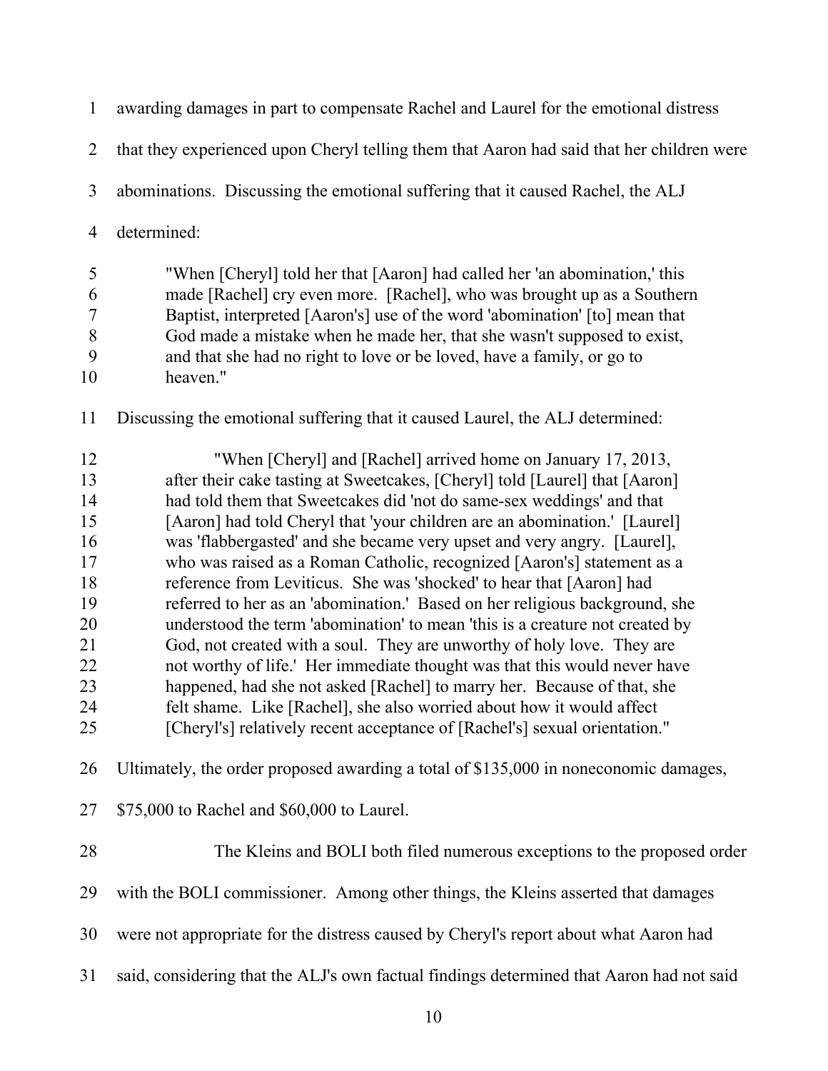awarding damages in part to compensate Rachel and Laurel for the emotional distress that they experienced upon Cheryl telling them that Aaron had said that her children were abominations. Discussing the emotional suffering that it caused Rachel, the ALJ determined:

> "When [Cheryl] told her that [Aaron] had called her 'an abomination,' this made [Rachel] cry even more. [Rachel], who was brought up as a Southern Baptist, interpreted [Aaron's] use of the word 'abomination' [to] mean that God made a mistake when he made her, that she wasn't supposed to exist, and that she had no right to love or be loved, have a family, or go to heaven."

Discussing the emotional suffering that it caused Laurel, the ALJ determined:

> "When [Cheryl] and [Rachel] arrived home on January 17, 2013, after their cake tasting at Sweetcakes, [Cheryl] told [Laurel] that [Aaron] had told them that Sweetcakes did 'not do same-sex weddings' and that [Aaron] had told Cheryl that 'your children are an abomination.' [Laurel] was 'flabbergasted' and she became very upset and very angry. [Laurel], who was raised as a Roman Catholic, recognized [Aaron's] statement as a reference from Leviticus. She was 'shocked' to hear that [Aaron] had referred to her as an 'abomination.' Based on her religious background, she understood the term 'abomination' to mean 'this is a creature not created by God, not created with a soul. They are unworthy of holy love. They are not worthy of life.' Her immediate thought was that this would never have happened, had she not asked [Rachel] to marry her. Because of that, she felt shame. Like [Rachel], she also worried about how it would affect [Cheryl's] relatively recent acceptance of [Rachel's] sexual orientation."

Ultimately, the order proposed awarding a total of $135,000 in noneconomic damages, $75,000 to Rachel and $60,000 to Laurel.

The Kleins and BOLI both filed numerous exceptions to the proposed order with the BOLI commissioner. Among other things, the Kleins asserted that damages were not appropriate for the distress caused by Cheryl's report about what Aaron had said, considering that the ALJ's own factual findings determined that Aaron had not said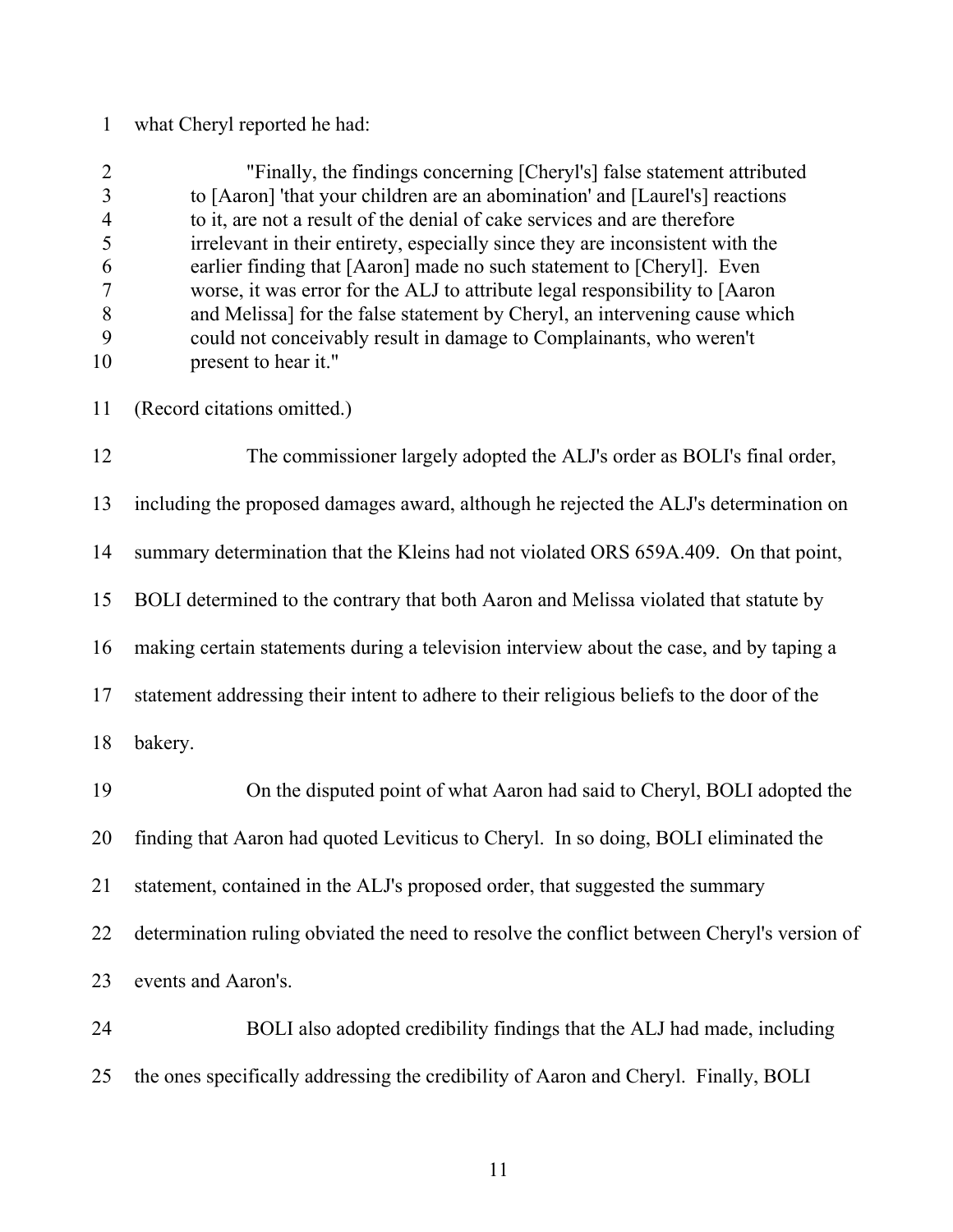what Cheryl reported he had:

> "Finally, the findings concerning [Cheryl's] false statement attributed to [Aaron] 'that your children are an abomination' and [Laurel's] reactions to it, are not a result of the denial of cake services and are therefore irrelevant in their entirety, especially since they are inconsistent with the earlier finding that [Aaron] made no such statement to [Cheryl]. Even worse, it was error for the ALJ to attribute legal responsibility to [Aaron and Melissa] for the false statement by Cheryl, an intervening cause which could not conceivably result in damage to Complainants, who weren't present to hear it."

(Record citations omitted.)

The commissioner largely adopted the ALJ's order as BOLI's final order, including the proposed damages award, although he rejected the ALJ's determination on summary determination that the Kleins had not violated ORS 659A.409. On that point, BOLI determined to the contrary that both Aaron and Melissa violated that statute by making certain statements during a television interview about the case, and by taping a statement addressing their intent to adhere to their religious beliefs to the door of the bakery.

On the disputed point of what Aaron had said to Cheryl, BOLI adopted the finding that Aaron had quoted Leviticus to Cheryl. In so doing, BOLI eliminated the statement, contained in the ALJ's proposed order, that suggested the summary determination ruling obviated the need to resolve the conflict between Cheryl's version of events and Aaron's.

BOLI also adopted credibility findings that the ALJ had made, including the ones specifically addressing the credibility of Aaron and Cheryl. Finally, BOLI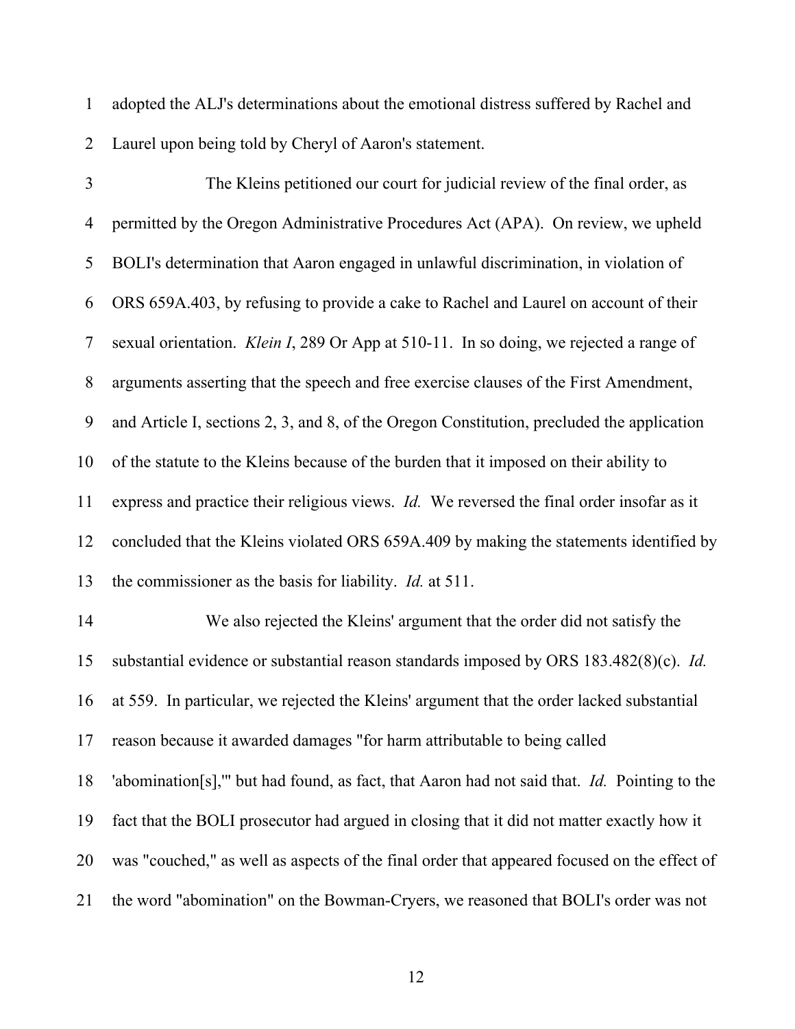adopted the ALJ's determinations about the emotional distress suffered by Rachel and Laurel upon being told by Cheryl of Aaron's statement.

The Kleins petitioned our court for judicial review of the final order, as permitted by the Oregon Administrative Procedures Act (APA). On review, we upheld BOLI's determination that Aaron engaged in unlawful discrimination, in violation of ORS 659A.403, by refusing to provide a cake to Rachel and Laurel on account of their sexual orientation. *Klein I*, 289 Or App at 510-11. In so doing, we rejected a range of arguments asserting that the speech and free exercise clauses of the First Amendment, and Article I, sections 2, 3, and 8, of the Oregon Constitution, precluded the application of the statute to the Kleins because of the burden that it imposed on their ability to express and practice their religious views. *Id.* We reversed the final order insofar as it concluded that the Kleins violated ORS 659A.409 by making the statements identified by the commissioner as the basis for liability. *Id.* at 511.

We also rejected the Kleins' argument that the order did not satisfy the substantial evidence or substantial reason standards imposed by ORS 183.482(8)(c). *Id.* at 559. In particular, we rejected the Kleins' argument that the order lacked substantial reason because it awarded damages "for harm attributable to being called 'abomination[s],'" but had found, as fact, that Aaron had not said that. *Id.* Pointing to the fact that the BOLI prosecutor had argued in closing that it did not matter exactly how it was "couched," as well as aspects of the final order that appeared focused on the effect of the word "abomination" on the Bowman-Cryers, we reasoned that BOLI's order was not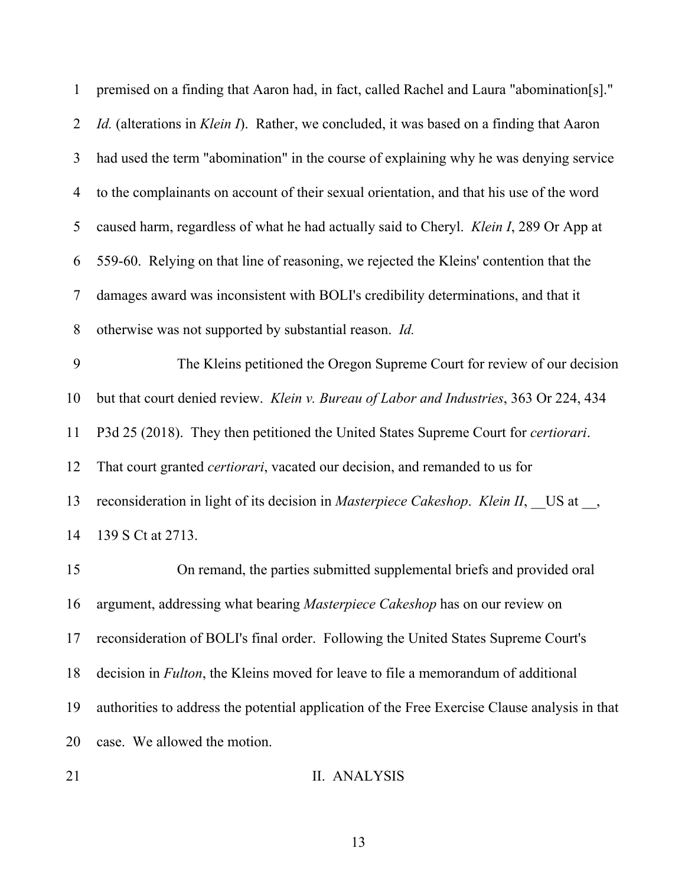premised on a finding that Aaron had, in fact, called Rachel and Laura "abomination[s]." *Id.* (alterations in *Klein I*). Rather, we concluded, it was based on a finding that Aaron had used the term "abomination" in the course of explaining why he was denying service to the complainants on account of their sexual orientation, and that his use of the word caused harm, regardless of what he had actually said to Cheryl. *Klein I*, 289 Or App at 559-60. Relying on that line of reasoning, we rejected the Kleins' contention that the damages award was inconsistent with BOLI's credibility determinations, and that it otherwise was not supported by substantial reason. *Id.*

The Kleins petitioned the Oregon Supreme Court for review of our decision but that court denied review. *Klein v. Bureau of Labor and Industries*, 363 Or 224, 434 P3d 25 (2018). They then petitioned the United States Supreme Court for *certiorari*. That court granted *certiorari*, vacated our decision, and remanded to us for reconsideration in light of its decision in *Masterpiece Cakeshop*. *Klein II*, __US at __, 139 S Ct at 2713.

On remand, the parties submitted supplemental briefs and provided oral argument, addressing what bearing *Masterpiece Cakeshop* has on our review on reconsideration of BOLI's final order. Following the United States Supreme Court's decision in *Fulton*, the Kleins moved for leave to file a memorandum of additional authorities to address the potential application of the Free Exercise Clause analysis in that case. We allowed the motion.

## II. ANALYSIS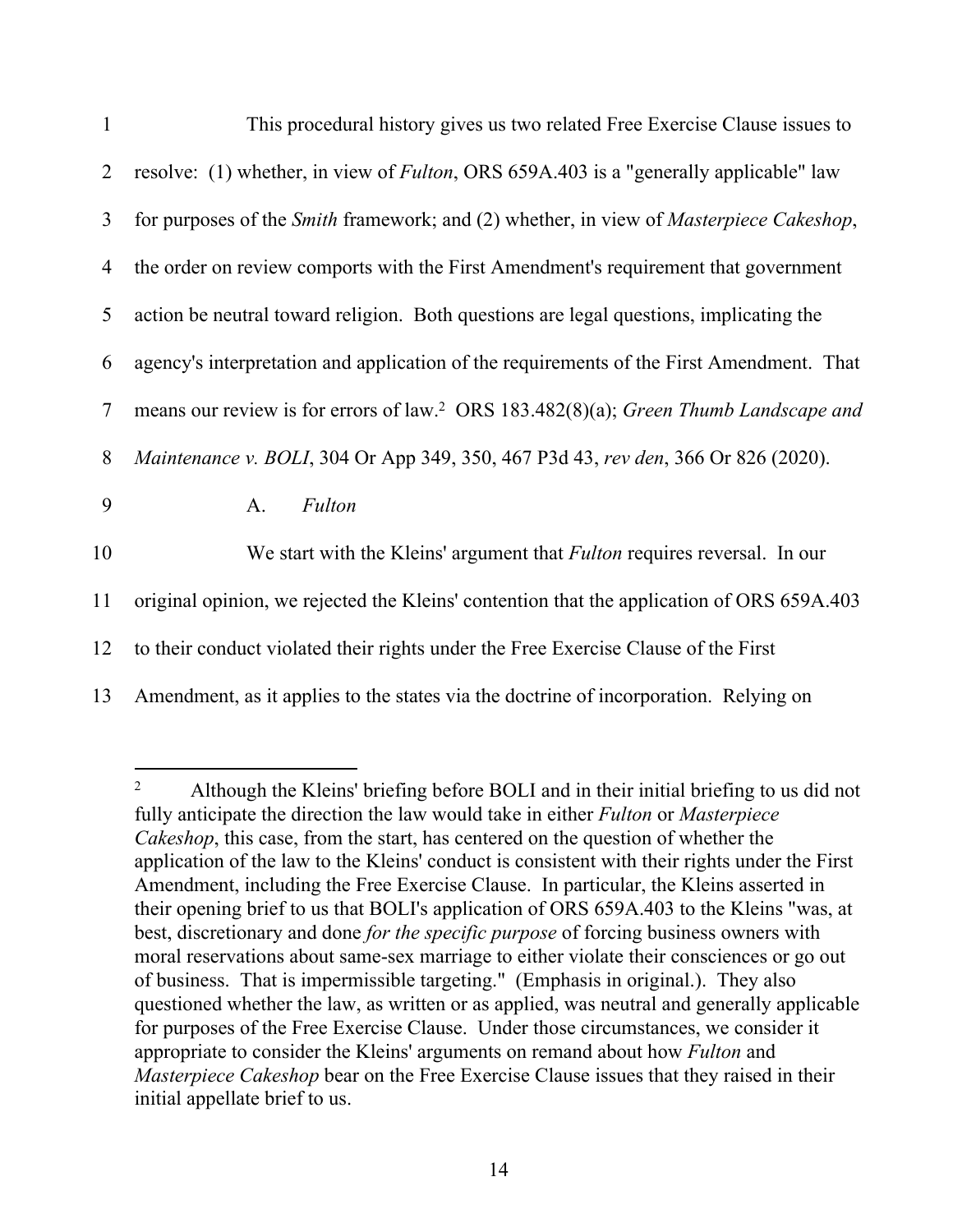This procedural history gives us two related Free Exercise Clause issues to resolve: (1) whether, in view of *Fulton*, ORS 659A.403 is a "generally applicable" law for purposes of the *Smith* framework; and (2) whether, in view of *Masterpiece Cakeshop*, the order on review comports with the First Amendment's requirement that government action be neutral toward religion. Both questions are legal questions, implicating the agency's interpretation and application of the requirements of the First Amendment. That means our review is for errors of law.[2] ORS 183.482(8)(a); *Green Thumb Landscape and Maintenance v. BOLI*, 304 Or App 349, 350, 467 P3d 43, *rev den*, 366 Or 826 (2020).

### A. *Fulton*

We start with the Kleins' argument that *Fulton* requires reversal. In our original opinion, we rejected the Kleins' contention that the application of ORS 659A.403 to their conduct violated their rights under the Free Exercise Clause of the First Amendment, as it applies to the states via the doctrine of incorporation. Relying on

---

[2] Although the Kleins' briefing before BOLI and in their initial briefing to us did not fully anticipate the direction the law would take in either *Fulton* or *Masterpiece Cakeshop*, this case, from the start, has centered on the question of whether the application of the law to the Kleins' conduct is consistent with their rights under the First Amendment, including the Free Exercise Clause. In particular, the Kleins asserted in their opening brief to us that BOLI's application of ORS 659A.403 to the Kleins "was, at best, discretionary and done *for the specific purpose* of forcing business owners with moral reservations about same-sex marriage to either violate their consciences or go out of business. That is impermissible targeting." (Emphasis in original.). They also questioned whether the law, as written or as applied, was neutral and generally applicable for purposes of the Free Exercise Clause. Under those circumstances, we consider it appropriate to consider the Kleins' arguments on remand about how *Fulton* and *Masterpiece Cakeshop* bear on the Free Exercise Clause issues that they raised in their initial appellate brief to us.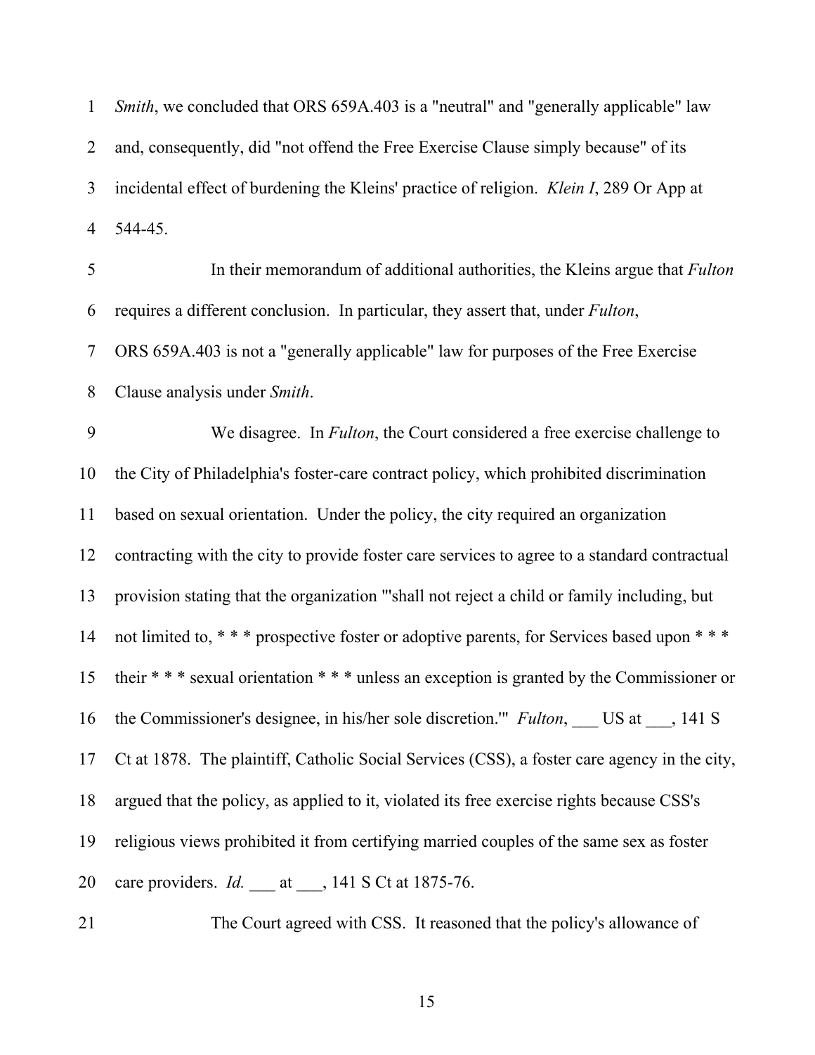*Smith*, we concluded that ORS 659A.403 is a "neutral" and "generally applicable" law and, consequently, did "not offend the Free Exercise Clause simply because" of its incidental effect of burdening the Kleins' practice of religion. *Klein I*, 289 Or App at 544-45.

In their memorandum of additional authorities, the Kleins argue that *Fulton* requires a different conclusion. In particular, they assert that, under *Fulton*, ORS 659A.403 is not a "generally applicable" law for purposes of the Free Exercise Clause analysis under *Smith*.

We disagree. In *Fulton*, the Court considered a free exercise challenge to the City of Philadelphia's foster-care contract policy, which prohibited discrimination based on sexual orientation. Under the policy, the city required an organization contracting with the city to provide foster care services to agree to a standard contractual provision stating that the organization "'shall not reject a child or family including, but not limited to, * * * prospective foster or adoptive parents, for Services based upon * * * their * * * sexual orientation * * * unless an exception is granted by the Commissioner or the Commissioner's designee, in his/her sole discretion.'" *Fulton*, ___ US at ___, 141 S Ct at 1878. The plaintiff, Catholic Social Services (CSS), a foster care agency in the city, argued that the policy, as applied to it, violated its free exercise rights because CSS's religious views prohibited it from certifying married couples of the same sex as foster care providers. *Id.* ___ at ___, 141 S Ct at 1875-76.

The Court agreed with CSS. It reasoned that the policy's allowance of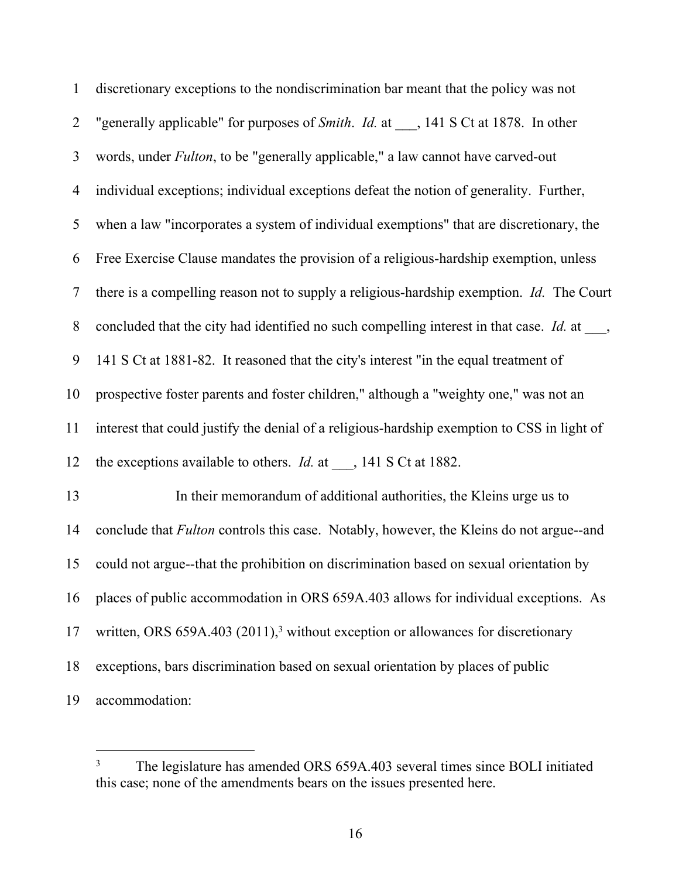discretionary exceptions to the nondiscrimination bar meant that the policy was not "generally applicable" for purposes of *Smith*. *Id.* at ___, 141 S Ct at 1878. In other words, under *Fulton*, to be "generally applicable," a law cannot have carved-out individual exceptions; individual exceptions defeat the notion of generality. Further, when a law "incorporates a system of individual exemptions" that are discretionary, the Free Exercise Clause mandates the provision of a religious-hardship exemption, unless there is a compelling reason not to supply a religious-hardship exemption. *Id.* The Court concluded that the city had identified no such compelling interest in that case. *Id.* at ___, 141 S Ct at 1881-82. It reasoned that the city's interest "in the equal treatment of prospective foster parents and foster children," although a "weighty one," was not an interest that could justify the denial of a religious-hardship exemption to CSS in light of the exceptions available to others. *Id.* at ___, 141 S Ct at 1882.

In their memorandum of additional authorities, the Kleins urge us to conclude that *Fulton* controls this case. Notably, however, the Kleins do not argue--and could not argue--that the prohibition on discrimination based on sexual orientation by places of public accommodation in ORS 659A.403 allows for individual exceptions. As written, ORS 659A.403 (2011),[3] without exception or allowances for discretionary exceptions, bars discrimination based on sexual orientation by places of public accommodation:

---

[3] The legislature has amended ORS 659A.403 several times since BOLI initiated this case; none of the amendments bears on the issues presented here.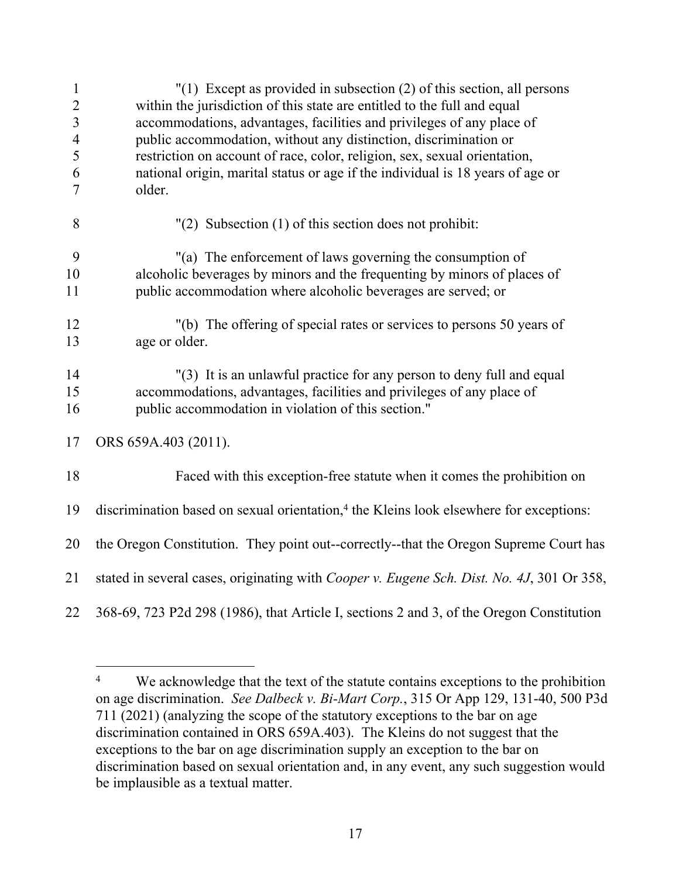> "(1) Except as provided in subsection (2) of this section, all persons within the jurisdiction of this state are entitled to the full and equal accommodations, advantages, facilities and privileges of any place of public accommodation, without any distinction, discrimination or restriction on account of race, color, religion, sex, sexual orientation, national origin, marital status or age if the individual is 18 years of age or older.
>
> "(2) Subsection (1) of this section does not prohibit:
>
> "(a) The enforcement of laws governing the consumption of alcoholic beverages by minors and the frequenting by minors of places of public accommodation where alcoholic beverages are served; or
>
> "(b) The offering of special rates or services to persons 50 years of age or older.
>
> "(3) It is an unlawful practice for any person to deny full and equal accommodations, advantages, facilities and privileges of any place of public accommodation in violation of this section."

ORS 659A.403 (2011).

Faced with this exception-free statute when it comes the prohibition on discrimination based on sexual orientation,[4] the Kleins look elsewhere for exceptions: the Oregon Constitution. They point out--correctly--that the Oregon Supreme Court has stated in several cases, originating with *Cooper v. Eugene Sch. Dist. No. 4J*, 301 Or 358, 368-69, 723 P2d 298 (1986), that Article I, sections 2 and 3, of the Oregon Constitution

---

[4] We acknowledge that the text of the statute contains exceptions to the prohibition on age discrimination. *See Dalbeck v. Bi-Mart Corp.*, 315 Or App 129, 131-40, 500 P3d 711 (2021) (analyzing the scope of the statutory exceptions to the bar on age discrimination contained in ORS 659A.403). The Kleins do not suggest that the exceptions to the bar on age discrimination supply an exception to the bar on discrimination based on sexual orientation and, in any event, any such suggestion would be implausible as a textual matter.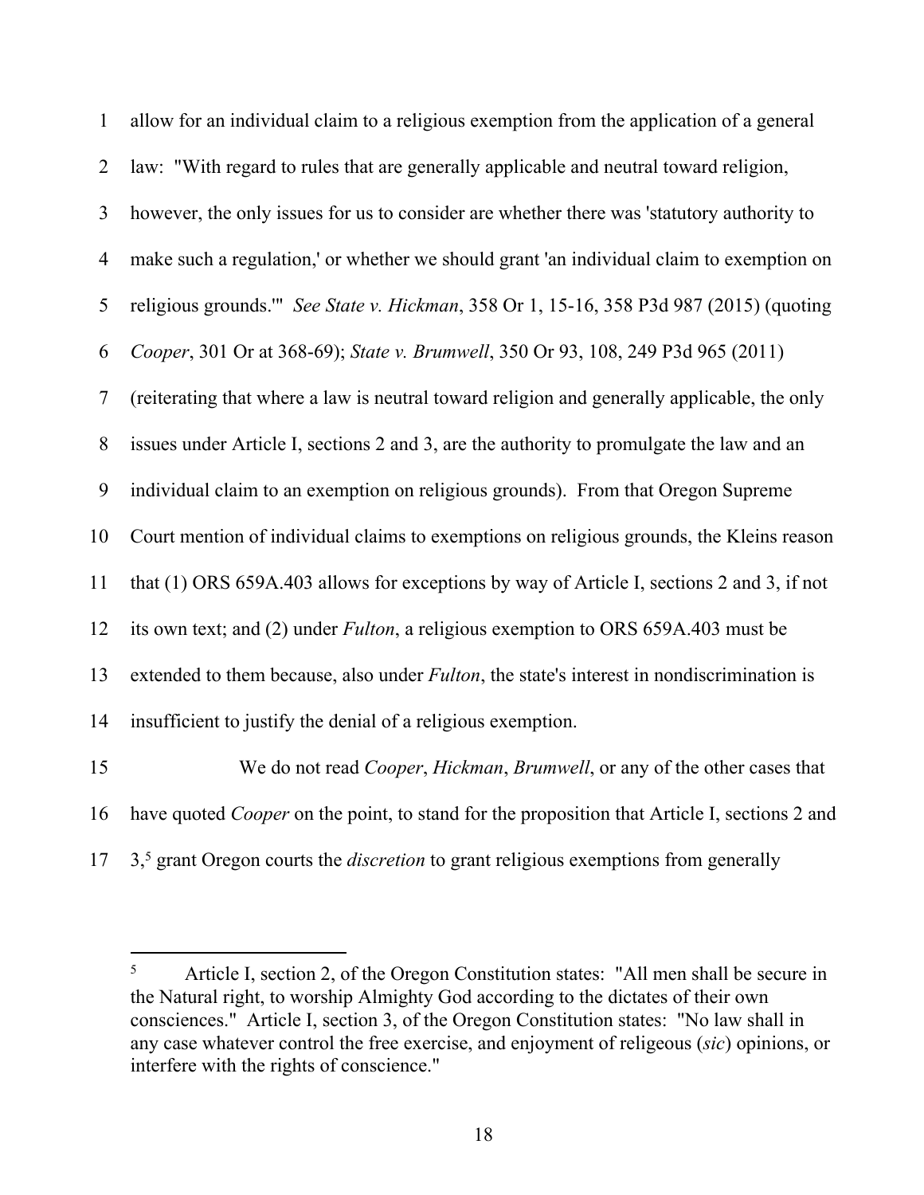allow for an individual claim to a religious exemption from the application of a general law: "With regard to rules that are generally applicable and neutral toward religion, however, the only issues for us to consider are whether there was 'statutory authority to make such a regulation,' or whether we should grant 'an individual claim to exemption on religious grounds.'" *See State v. Hickman*, 358 Or 1, 15-16, 358 P3d 987 (2015) (quoting *Cooper*, 301 Or at 368-69); *State v. Brumwell*, 350 Or 93, 108, 249 P3d 965 (2011) (reiterating that where a law is neutral toward religion and generally applicable, the only issues under Article I, sections 2 and 3, are the authority to promulgate the law and an individual claim to an exemption on religious grounds). From that Oregon Supreme Court mention of individual claims to exemptions on religious grounds, the Kleins reason that (1) ORS 659A.403 allows for exceptions by way of Article I, sections 2 and 3, if not its own text; and (2) under *Fulton*, a religious exemption to ORS 659A.403 must be extended to them because, also under *Fulton*, the state's interest in nondiscrimination is insufficient to justify the denial of a religious exemption.

We do not read *Cooper*, *Hickman*, *Brumwell*, or any of the other cases that have quoted *Cooper* on the point, to stand for the proposition that Article I, sections 2 and 3,[5] grant Oregon courts the *discretion* to grant religious exemptions from generally

---

[5] Article I, section 2, of the Oregon Constitution states: "All men shall be secure in the Natural right, to worship Almighty God according to the dictates of their own consciences." Article I, section 3, of the Oregon Constitution states: "No law shall in any case whatever control the free exercise, and enjoyment of religeous (*sic*) opinions, or interfere with the rights of conscience."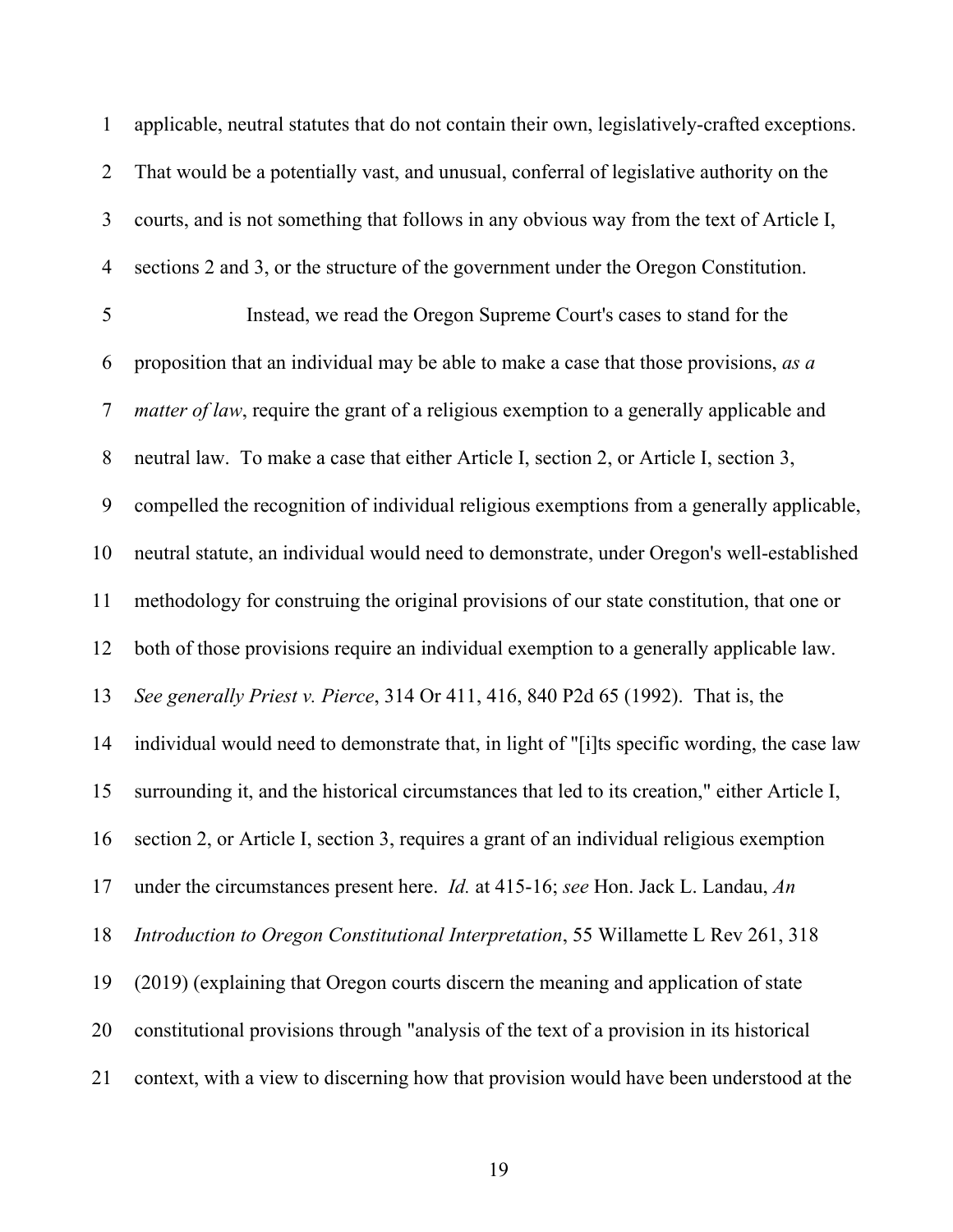applicable, neutral statutes that do not contain their own, legislatively-crafted exceptions. That would be a potentially vast, and unusual, conferral of legislative authority on the courts, and is not something that follows in any obvious way from the text of Article I, sections 2 and 3, or the structure of the government under the Oregon Constitution.

Instead, we read the Oregon Supreme Court's cases to stand for the proposition that an individual may be able to make a case that those provisions, *as a matter of law*, require the grant of a religious exemption to a generally applicable and neutral law. To make a case that either Article I, section 2, or Article I, section 3, compelled the recognition of individual religious exemptions from a generally applicable, neutral statute, an individual would need to demonstrate, under Oregon's well-established methodology for construing the original provisions of our state constitution, that one or both of those provisions require an individual exemption to a generally applicable law. *See generally Priest v. Pierce*, 314 Or 411, 416, 840 P2d 65 (1992). That is, the individual would need to demonstrate that, in light of "[i]ts specific wording, the case law surrounding it, and the historical circumstances that led to its creation," either Article I, section 2, or Article I, section 3, requires a grant of an individual religious exemption under the circumstances present here. *Id.* at 415-16; *see* Hon. Jack L. Landau, *An Introduction to Oregon Constitutional Interpretation*, 55 Willamette L Rev 261, 318 (2019) (explaining that Oregon courts discern the meaning and application of state constitutional provisions through "analysis of the text of a provision in its historical context, with a view to discerning how that provision would have been understood at the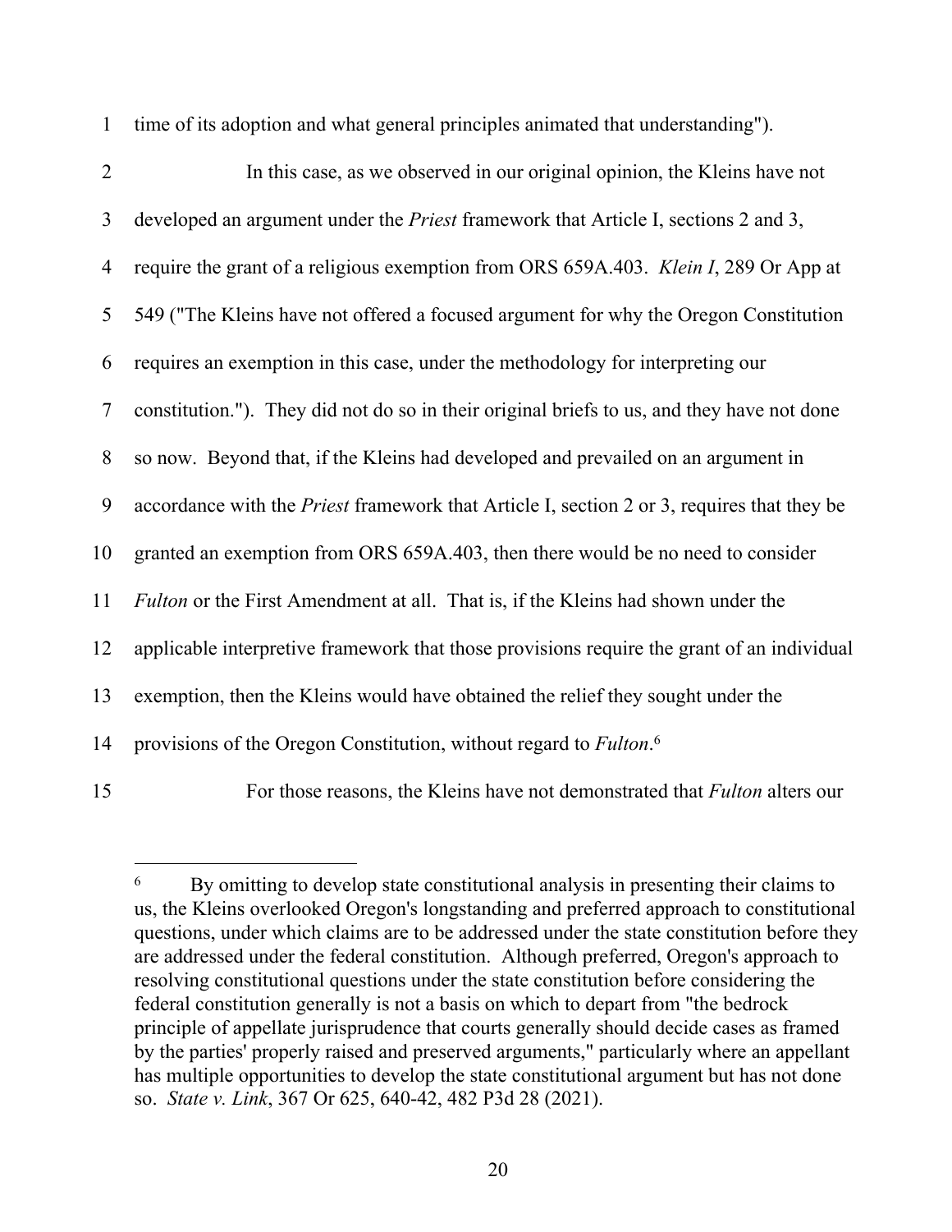time of its adoption and what general principles animated that understanding").

In this case, as we observed in our original opinion, the Kleins have not developed an argument under the *Priest* framework that Article I, sections 2 and 3, require the grant of a religious exemption from ORS 659A.403. *Klein I*, 289 Or App at 549 ("The Kleins have not offered a focused argument for why the Oregon Constitution requires an exemption in this case, under the methodology for interpreting our constitution."). They did not do so in their original briefs to us, and they have not done so now. Beyond that, if the Kleins had developed and prevailed on an argument in accordance with the *Priest* framework that Article I, section 2 or 3, requires that they be granted an exemption from ORS 659A.403, then there would be no need to consider *Fulton* or the First Amendment at all. That is, if the Kleins had shown under the applicable interpretive framework that those provisions require the grant of an individual exemption, then the Kleins would have obtained the relief they sought under the provisions of the Oregon Constitution, without regard to *Fulton*.[6]

For those reasons, the Kleins have not demonstrated that *Fulton* alters our

---

[6] By omitting to develop state constitutional analysis in presenting their claims to us, the Kleins overlooked Oregon's longstanding and preferred approach to constitutional questions, under which claims are to be addressed under the state constitution before they are addressed under the federal constitution. Although preferred, Oregon's approach to resolving constitutional questions under the state constitution before considering the federal constitution generally is not a basis on which to depart from "the bedrock principle of appellate jurisprudence that courts generally should decide cases as framed by the parties' properly raised and preserved arguments," particularly where an appellant has multiple opportunities to develop the state constitutional argument but has not done so. *State v. Link*, 367 Or 625, 640-42, 482 P3d 28 (2021).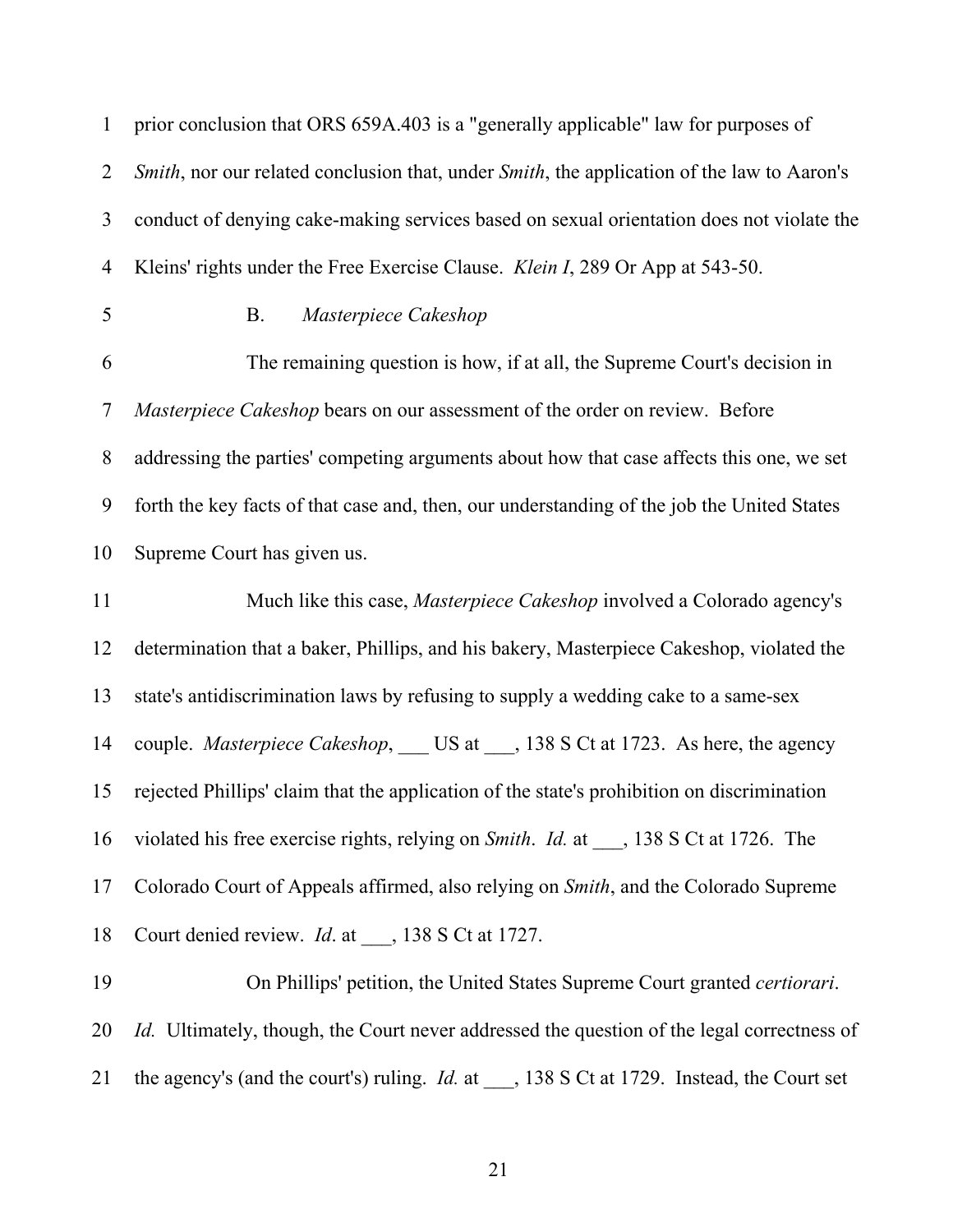prior conclusion that ORS 659A.403 is a "generally applicable" law for purposes of *Smith*, nor our related conclusion that, under *Smith*, the application of the law to Aaron's conduct of denying cake-making services based on sexual orientation does not violate the Kleins' rights under the Free Exercise Clause. *Klein I*, 289 Or App at 543-50.

### B. *Masterpiece Cakeshop*

The remaining question is how, if at all, the Supreme Court's decision in *Masterpiece Cakeshop* bears on our assessment of the order on review. Before addressing the parties' competing arguments about how that case affects this one, we set forth the key facts of that case and, then, our understanding of the job the United States Supreme Court has given us.

Much like this case, *Masterpiece Cakeshop* involved a Colorado agency's determination that a baker, Phillips, and his bakery, Masterpiece Cakeshop, violated the state's antidiscrimination laws by refusing to supply a wedding cake to a same-sex couple. *Masterpiece Cakeshop*, ___ US at ___, 138 S Ct at 1723. As here, the agency rejected Phillips' claim that the application of the state's prohibition on discrimination violated his free exercise rights, relying on *Smith*. *Id.* at ___, 138 S Ct at 1726. The Colorado Court of Appeals affirmed, also relying on *Smith*, and the Colorado Supreme Court denied review. *Id*. at ___, 138 S Ct at 1727.

On Phillips' petition, the United States Supreme Court granted *certiorari*. *Id.* Ultimately, though, the Court never addressed the question of the legal correctness of the agency's (and the court's) ruling. *Id.* at ___, 138 S Ct at 1729. Instead, the Court set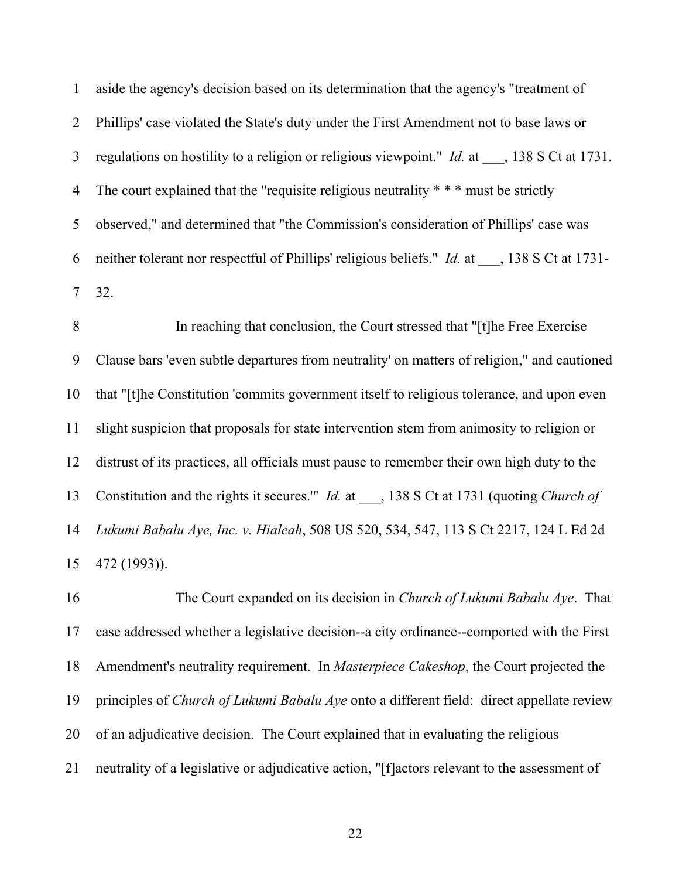aside the agency's decision based on its determination that the agency's "treatment of Phillips' case violated the State's duty under the First Amendment not to base laws or regulations on hostility to a religion or religious viewpoint." *Id.* at ___, 138 S Ct at 1731. The court explained that the "requisite religious neutrality * * * must be strictly observed," and determined that "the Commission's consideration of Phillips' case was neither tolerant nor respectful of Phillips' religious beliefs." *Id.* at ___, 138 S Ct at 1731-32.

In reaching that conclusion, the Court stressed that "[t]he Free Exercise Clause bars 'even subtle departures from neutrality' on matters of religion," and cautioned that "[t]he Constitution 'commits government itself to religious tolerance, and upon even slight suspicion that proposals for state intervention stem from animosity to religion or distrust of its practices, all officials must pause to remember their own high duty to the Constitution and the rights it secures.'" *Id.* at ___, 138 S Ct at 1731 (quoting *Church of Lukumi Babalu Aye, Inc. v. Hialeah*, 508 US 520, 534, 547, 113 S Ct 2217, 124 L Ed 2d 472 (1993)).

The Court expanded on its decision in *Church of Lukumi Babalu Aye*. That case addressed whether a legislative decision--a city ordinance--comported with the First Amendment's neutrality requirement. In *Masterpiece Cakeshop*, the Court projected the principles of *Church of Lukumi Babalu Aye* onto a different field: direct appellate review of an adjudicative decision. The Court explained that in evaluating the religious neutrality of a legislative or adjudicative action, "[f]actors relevant to the assessment of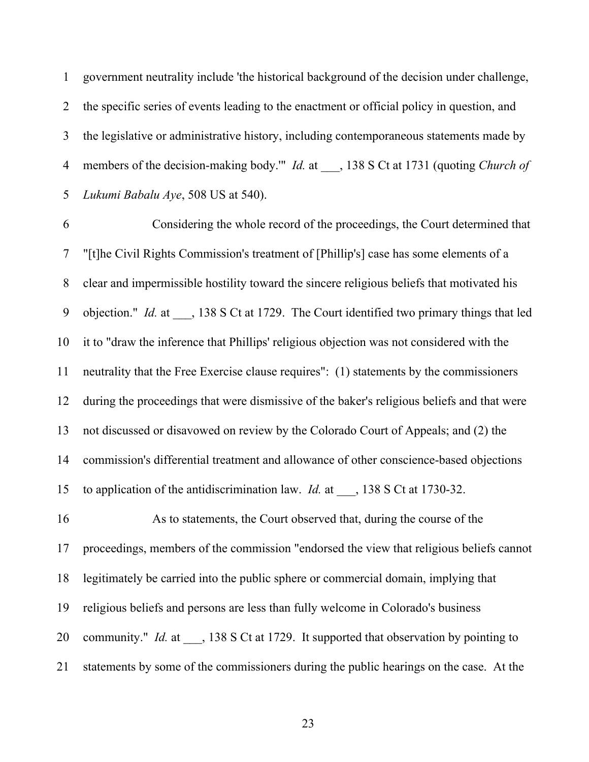government neutrality include 'the historical background of the decision under challenge, the specific series of events leading to the enactment or official policy in question, and the legislative or administrative history, including contemporaneous statements made by members of the decision-making body.'" *Id.* at ___, 138 S Ct at 1731 (quoting *Church of Lukumi Babalu Aye*, 508 US at 540).

Considering the whole record of the proceedings, the Court determined that "[t]he Civil Rights Commission's treatment of [Phillip's] case has some elements of a clear and impermissible hostility toward the sincere religious beliefs that motivated his objection." *Id.* at ___, 138 S Ct at 1729. The Court identified two primary things that led it to "draw the inference that Phillips' religious objection was not considered with the neutrality that the Free Exercise clause requires": (1) statements by the commissioners during the proceedings that were dismissive of the baker's religious beliefs and that were not discussed or disavowed on review by the Colorado Court of Appeals; and (2) the commission's differential treatment and allowance of other conscience-based objections to application of the antidiscrimination law. *Id.* at ___, 138 S Ct at 1730-32.

As to statements, the Court observed that, during the course of the proceedings, members of the commission "endorsed the view that religious beliefs cannot legitimately be carried into the public sphere or commercial domain, implying that religious beliefs and persons are less than fully welcome in Colorado's business community." *Id.* at ___, 138 S Ct at 1729. It supported that observation by pointing to statements by some of the commissioners during the public hearings on the case. At the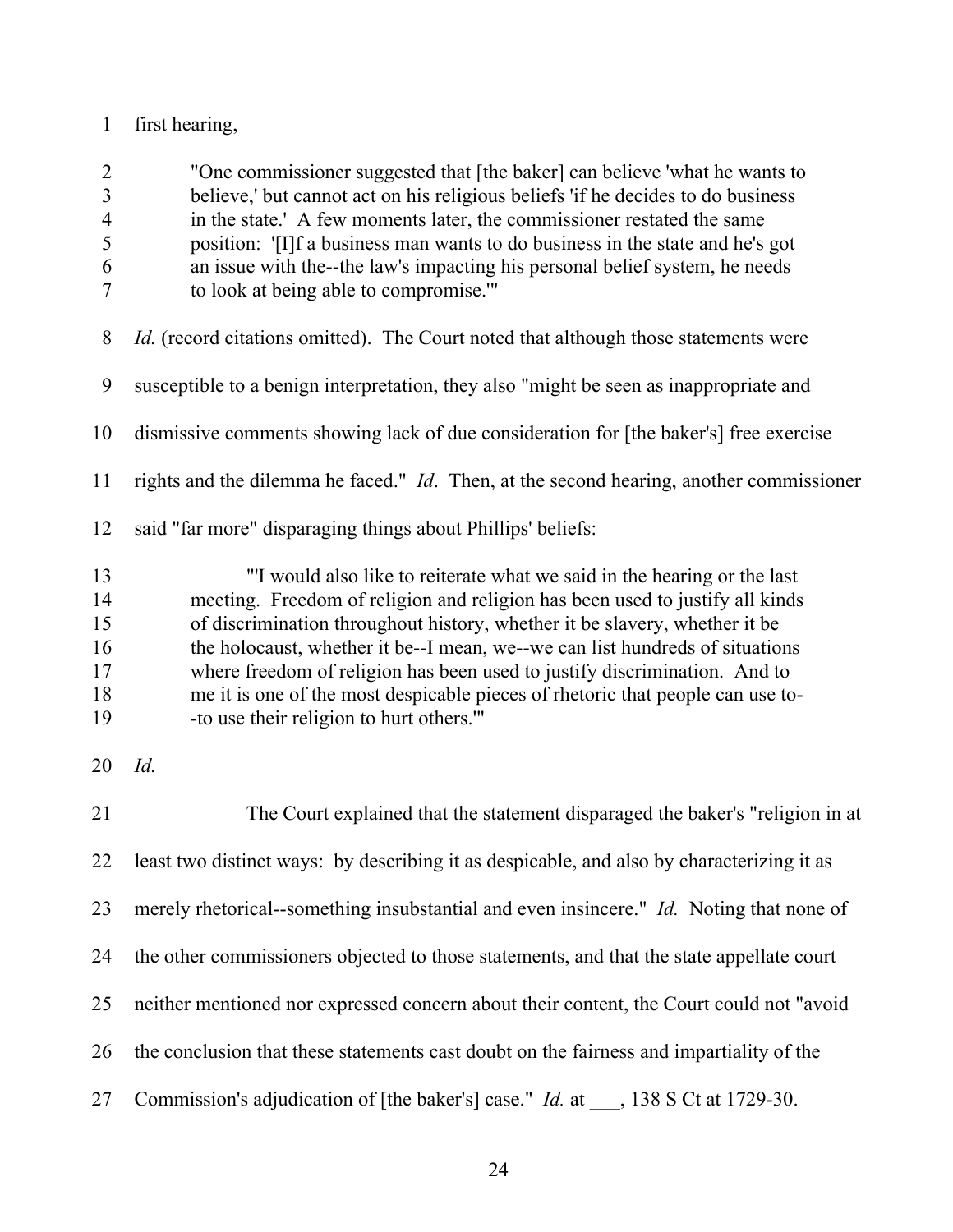first hearing,

> "One commissioner suggested that [the baker] can believe 'what he wants to believe,' but cannot act on his religious beliefs 'if he decides to do business in the state.' A few moments later, the commissioner restated the same position: '[I]f a business man wants to do business in the state and he's got an issue with the--the law's impacting his personal belief system, he needs to look at being able to compromise.'"

*Id.* (record citations omitted). The Court noted that although those statements were susceptible to a benign interpretation, they also "might be seen as inappropriate and dismissive comments showing lack of due consideration for [the baker's] free exercise rights and the dilemma he faced." *Id*. Then, at the second hearing, another commissioner said "far more" disparaging things about Phillips' beliefs:

> "'I would also like to reiterate what we said in the hearing or the last meeting. Freedom of religion and religion has been used to justify all kinds of discrimination throughout history, whether it be slavery, whether it be the holocaust, whether it be--I mean, we--we can list hundreds of situations where freedom of religion has been used to justify discrimination. And to me it is one of the most despicable pieces of rhetoric that people can use to--to use their religion to hurt others.'"

*Id.*

The Court explained that the statement disparaged the baker's "religion in at least two distinct ways: by describing it as despicable, and also by characterizing it as merely rhetorical--something insubstantial and even insincere." *Id.* Noting that none of the other commissioners objected to those statements, and that the state appellate court neither mentioned nor expressed concern about their content, the Court could not "avoid the conclusion that these statements cast doubt on the fairness and impartiality of the Commission's adjudication of [the baker's] case." *Id.* at ___, 138 S Ct at 1729-30.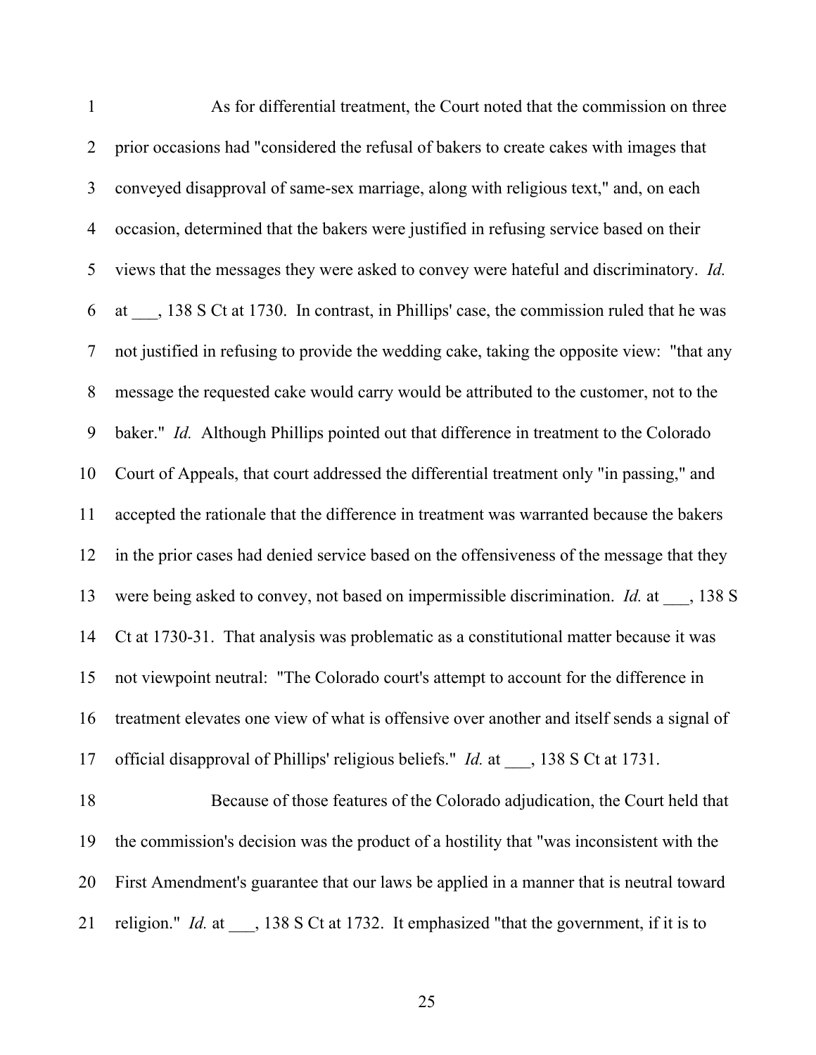As for differential treatment, the Court noted that the commission on three prior occasions had "considered the refusal of bakers to create cakes with images that conveyed disapproval of same-sex marriage, along with religious text," and, on each occasion, determined that the bakers were justified in refusing service based on their views that the messages they were asked to convey were hateful and discriminatory. *Id.* at ___, 138 S Ct at 1730. In contrast, in Phillips' case, the commission ruled that he was not justified in refusing to provide the wedding cake, taking the opposite view: "that any message the requested cake would carry would be attributed to the customer, not to the baker." *Id.* Although Phillips pointed out that difference in treatment to the Colorado Court of Appeals, that court addressed the differential treatment only "in passing," and accepted the rationale that the difference in treatment was warranted because the bakers in the prior cases had denied service based on the offensiveness of the message that they were being asked to convey, not based on impermissible discrimination. *Id.* at ___, 138 S Ct at 1730-31. That analysis was problematic as a constitutional matter because it was not viewpoint neutral: "The Colorado court's attempt to account for the difference in treatment elevates one view of what is offensive over another and itself sends a signal of official disapproval of Phillips' religious beliefs." *Id.* at ___, 138 S Ct at 1731.

Because of those features of the Colorado adjudication, the Court held that the commission's decision was the product of a hostility that "was inconsistent with the First Amendment's guarantee that our laws be applied in a manner that is neutral toward religion." *Id.* at ___, 138 S Ct at 1732. It emphasized "that the government, if it is to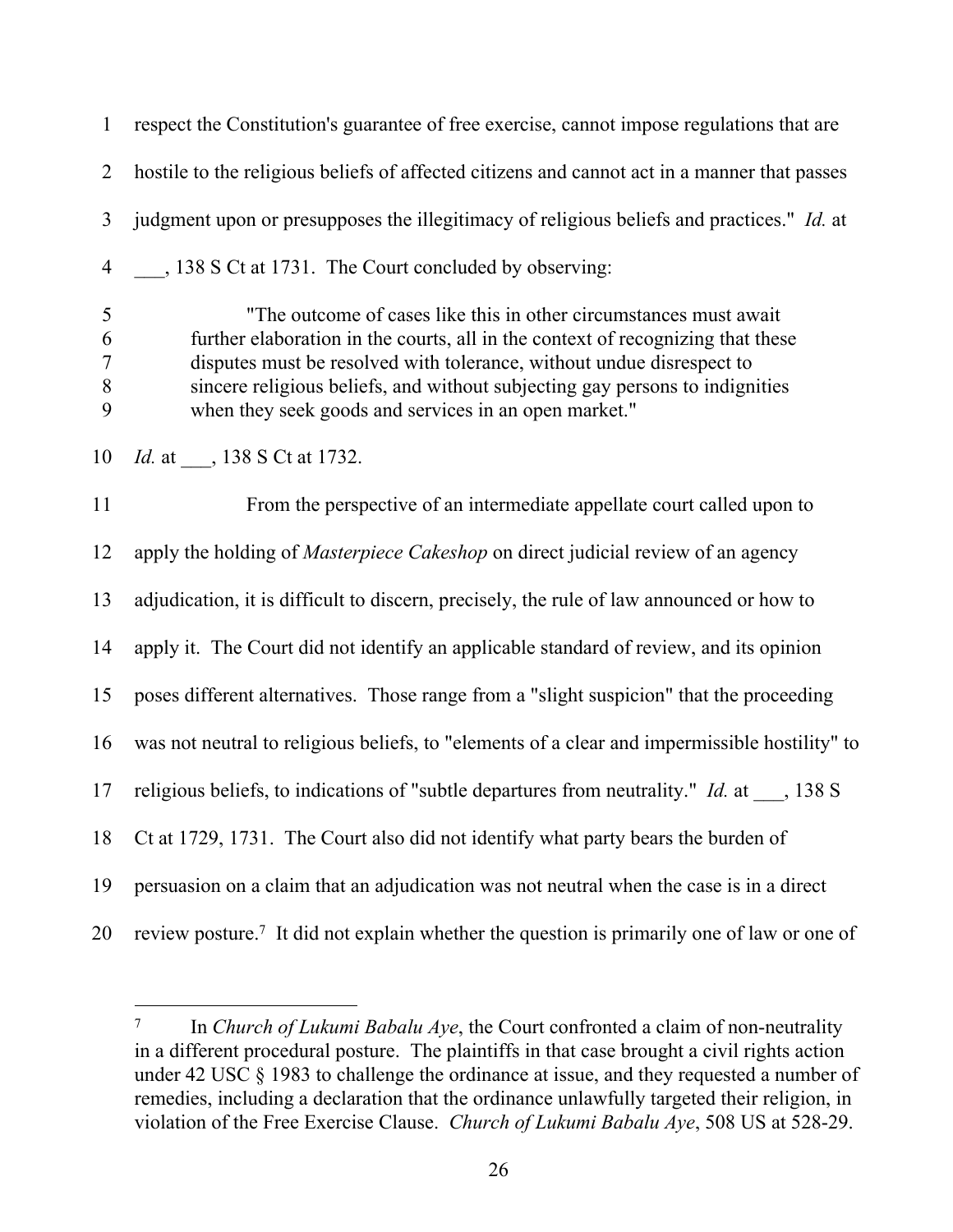respect the Constitution's guarantee of free exercise, cannot impose regulations that are hostile to the religious beliefs of affected citizens and cannot act in a manner that passes judgment upon or presupposes the illegitimacy of religious beliefs and practices." *Id.* at ___, 138 S Ct at 1731. The Court concluded by observing:

> "The outcome of cases like this in other circumstances must await further elaboration in the courts, all in the context of recognizing that these disputes must be resolved with tolerance, without undue disrespect to sincere religious beliefs, and without subjecting gay persons to indignities when they seek goods and services in an open market."

*Id.* at ___, 138 S Ct at 1732.

From the perspective of an intermediate appellate court called upon to apply the holding of *Masterpiece Cakeshop* on direct judicial review of an agency adjudication, it is difficult to discern, precisely, the rule of law announced or how to apply it. The Court did not identify an applicable standard of review, and its opinion poses different alternatives. Those range from a "slight suspicion" that the proceeding was not neutral to religious beliefs, to "elements of a clear and impermissible hostility" to religious beliefs, to indications of "subtle departures from neutrality." *Id.* at ___, 138 S Ct at 1729, 1731. The Court also did not identify what party bears the burden of persuasion on a claim that an adjudication was not neutral when the case is in a direct review posture.[7] It did not explain whether the question is primarily one of law or one of

---

[7] In *Church of Lukumi Babalu Aye*, the Court confronted a claim of non-neutrality in a different procedural posture. The plaintiffs in that case brought a civil rights action under 42 USC § 1983 to challenge the ordinance at issue, and they requested a number of remedies, including a declaration that the ordinance unlawfully targeted their religion, in violation of the Free Exercise Clause. *Church of Lukumi Babalu Aye*, 508 US at 528-29.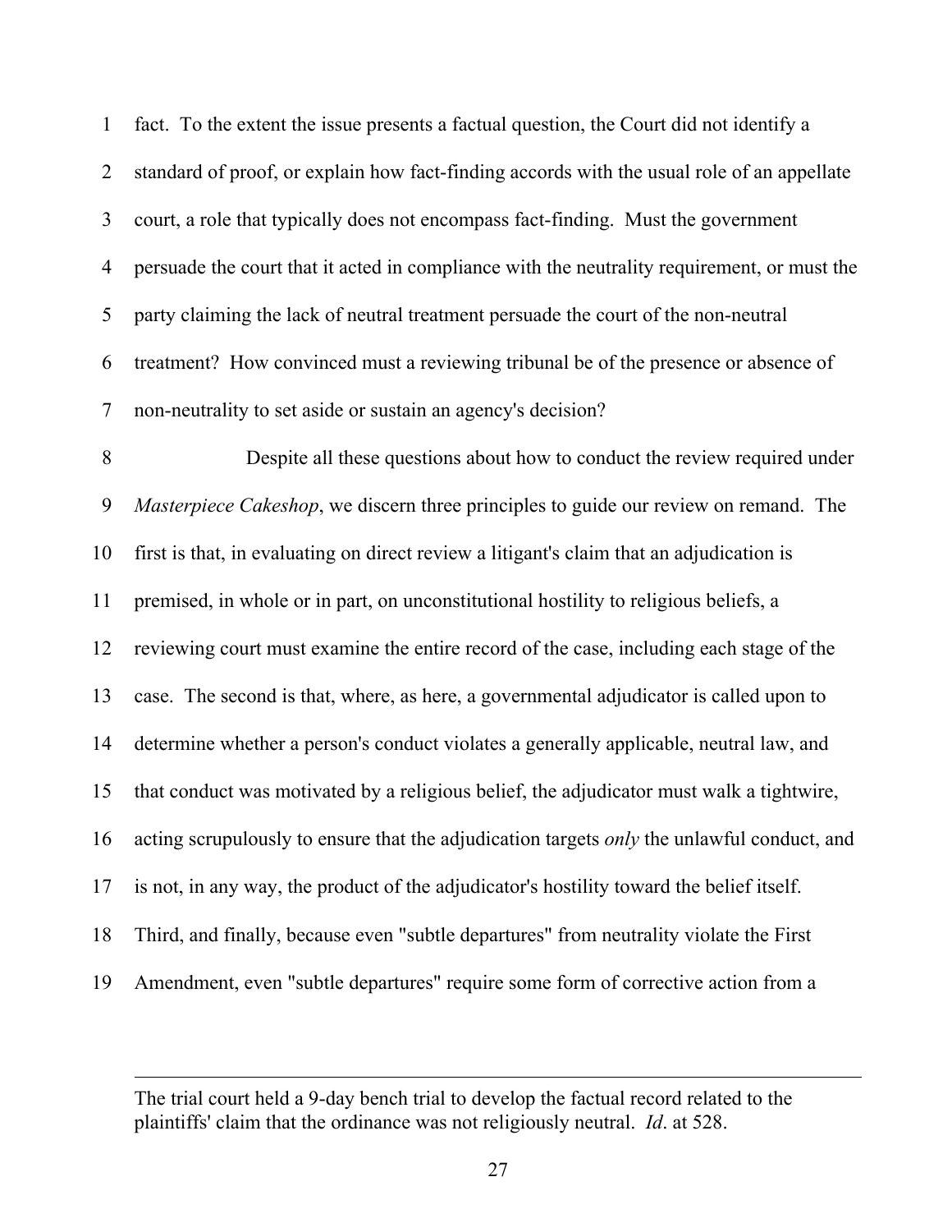fact. To the extent the issue presents a factual question, the Court did not identify a standard of proof, or explain how fact-finding accords with the usual role of an appellate court, a role that typically does not encompass fact-finding. Must the government persuade the court that it acted in compliance with the neutrality requirement, or must the party claiming the lack of neutral treatment persuade the court of the non-neutral treatment? How convinced must a reviewing tribunal be of the presence or absence of non-neutrality to set aside or sustain an agency's decision?

Despite all these questions about how to conduct the review required under *Masterpiece Cakeshop*, we discern three principles to guide our review on remand. The first is that, in evaluating on direct review a litigant's claim that an adjudication is premised, in whole or in part, on unconstitutional hostility to religious beliefs, a reviewing court must examine the entire record of the case, including each stage of the case. The second is that, where, as here, a governmental adjudicator is called upon to determine whether a person's conduct violates a generally applicable, neutral law, and that conduct was motivated by a religious belief, the adjudicator must walk a tightwire, acting scrupulously to ensure that the adjudication targets *only* the unlawful conduct, and is not, in any way, the product of the adjudicator's hostility toward the belief itself. Third, and finally, because even "subtle departures" from neutrality violate the First Amendment, even "subtle departures" require some form of corrective action from a

---

The trial court held a 9-day bench trial to develop the factual record related to the plaintiffs' claim that the ordinance was not religiously neutral. *Id*. at 528.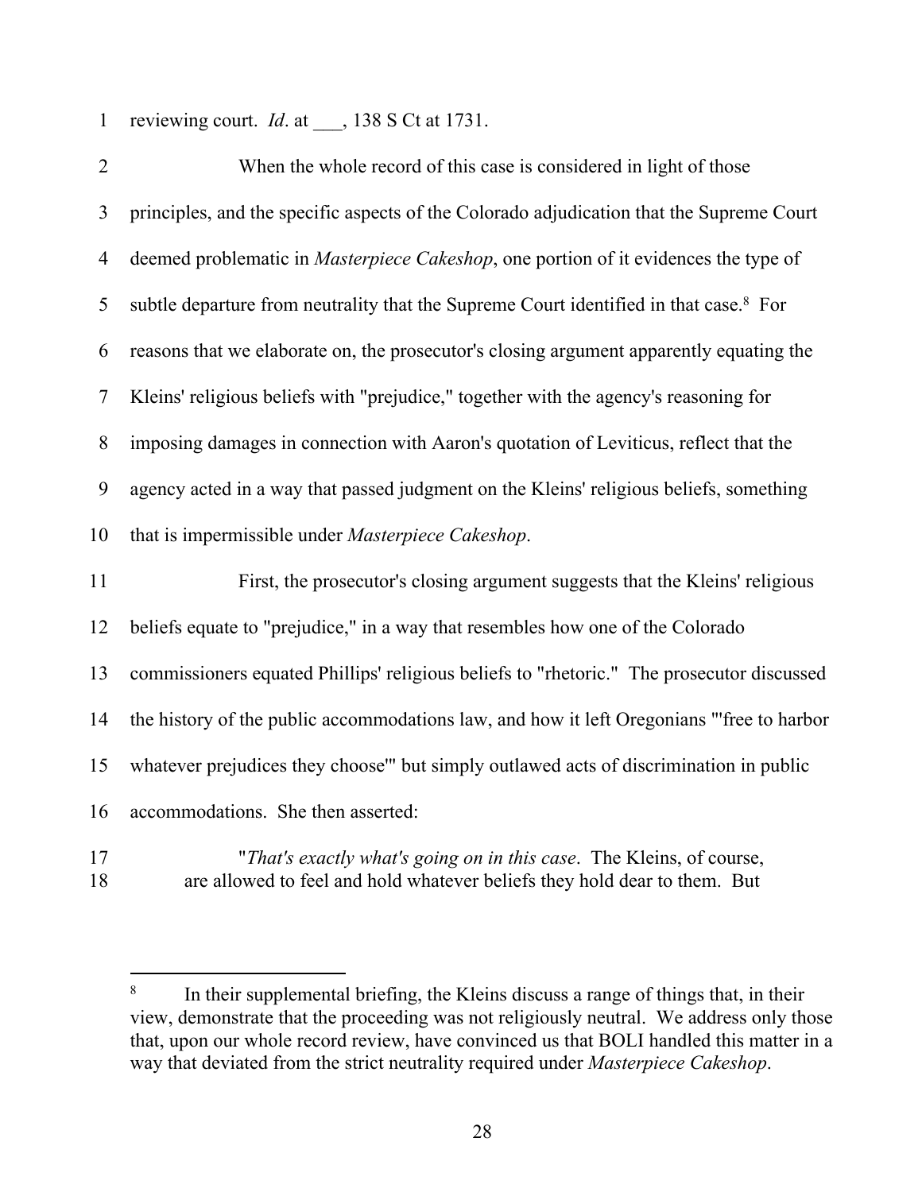reviewing court. *Id*. at ___, 138 S Ct at 1731.

When the whole record of this case is considered in light of those principles, and the specific aspects of the Colorado adjudication that the Supreme Court deemed problematic in *Masterpiece Cakeshop*, one portion of it evidences the type of subtle departure from neutrality that the Supreme Court identified in that case.[8] For reasons that we elaborate on, the prosecutor's closing argument apparently equating the Kleins' religious beliefs with "prejudice," together with the agency's reasoning for imposing damages in connection with Aaron's quotation of Leviticus, reflect that the agency acted in a way that passed judgment on the Kleins' religious beliefs, something that is impermissible under *Masterpiece Cakeshop*.

First, the prosecutor's closing argument suggests that the Kleins' religious beliefs equate to "prejudice," in a way that resembles how one of the Colorado commissioners equated Phillips' religious beliefs to "rhetoric." The prosecutor discussed the history of the public accommodations law, and how it left Oregonians "'free to harbor whatever prejudices they choose'" but simply outlawed acts of discrimination in public accommodations. She then asserted:

> "*That's exactly what's going on in this case*. The Kleins, of course, are allowed to feel and hold whatever beliefs they hold dear to them. But

---

[8] In their supplemental briefing, the Kleins discuss a range of things that, in their view, demonstrate that the proceeding was not religiously neutral. We address only those that, upon our whole record review, have convinced us that BOLI handled this matter in a way that deviated from the strict neutrality required under *Masterpiece Cakeshop*.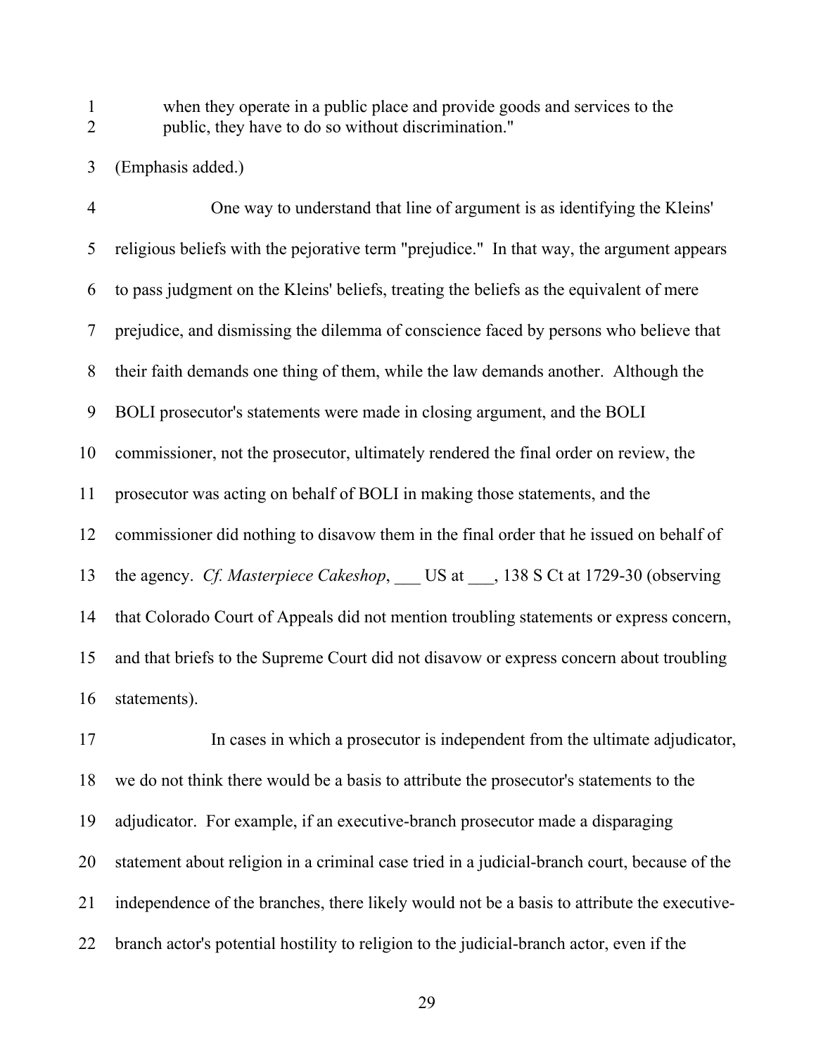> when they operate in a public place and provide goods and services to the public, they have to do so without discrimination."

(Emphasis added.)

One way to understand that line of argument is as identifying the Kleins' religious beliefs with the pejorative term "prejudice." In that way, the argument appears to pass judgment on the Kleins' beliefs, treating the beliefs as the equivalent of mere prejudice, and dismissing the dilemma of conscience faced by persons who believe that their faith demands one thing of them, while the law demands another. Although the BOLI prosecutor's statements were made in closing argument, and the BOLI commissioner, not the prosecutor, ultimately rendered the final order on review, the prosecutor was acting on behalf of BOLI in making those statements, and the commissioner did nothing to disavow them in the final order that he issued on behalf of the agency. *Cf. Masterpiece Cakeshop*, ___ US at ___, 138 S Ct at 1729-30 (observing that Colorado Court of Appeals did not mention troubling statements or express concern, and that briefs to the Supreme Court did not disavow or express concern about troubling statements).

In cases in which a prosecutor is independent from the ultimate adjudicator, we do not think there would be a basis to attribute the prosecutor's statements to the adjudicator. For example, if an executive-branch prosecutor made a disparaging statement about religion in a criminal case tried in a judicial-branch court, because of the independence of the branches, there likely would not be a basis to attribute the executive-branch actor's potential hostility to religion to the judicial-branch actor, even if the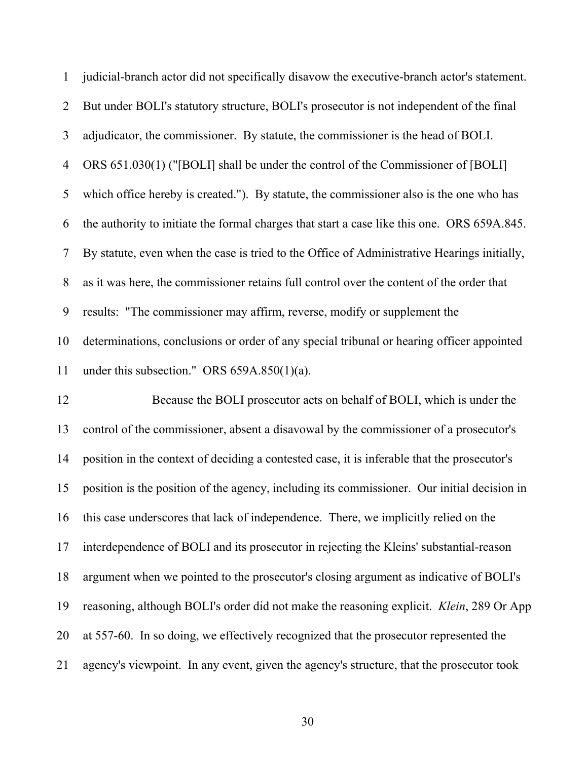judicial-branch actor did not specifically disavow the executive-branch actor's statement. But under BOLI's statutory structure, BOLI's prosecutor is not independent of the final adjudicator, the commissioner. By statute, the commissioner is the head of BOLI. ORS 651.030(1) ("[BOLI] shall be under the control of the Commissioner of [BOLI] which office hereby is created."). By statute, the commissioner also is the one who has the authority to initiate the formal charges that start a case like this one. ORS 659A.845. By statute, even when the case is tried to the Office of Administrative Hearings initially, as it was here, the commissioner retains full control over the content of the order that results: "The commissioner may affirm, reverse, modify or supplement the determinations, conclusions or order of any special tribunal or hearing officer appointed under this subsection." ORS 659A.850(1)(a).

Because the BOLI prosecutor acts on behalf of BOLI, which is under the control of the commissioner, absent a disavowal by the commissioner of a prosecutor's position in the context of deciding a contested case, it is inferable that the prosecutor's position is the position of the agency, including its commissioner. Our initial decision in this case underscores that lack of independence. There, we implicitly relied on the interdependence of BOLI and its prosecutor in rejecting the Kleins' substantial-reason argument when we pointed to the prosecutor's closing argument as indicative of BOLI's reasoning, although BOLI's order did not make the reasoning explicit. *Klein*, 289 Or App at 557-60. In so doing, we effectively recognized that the prosecutor represented the agency's viewpoint. In any event, given the agency's structure, that the prosecutor took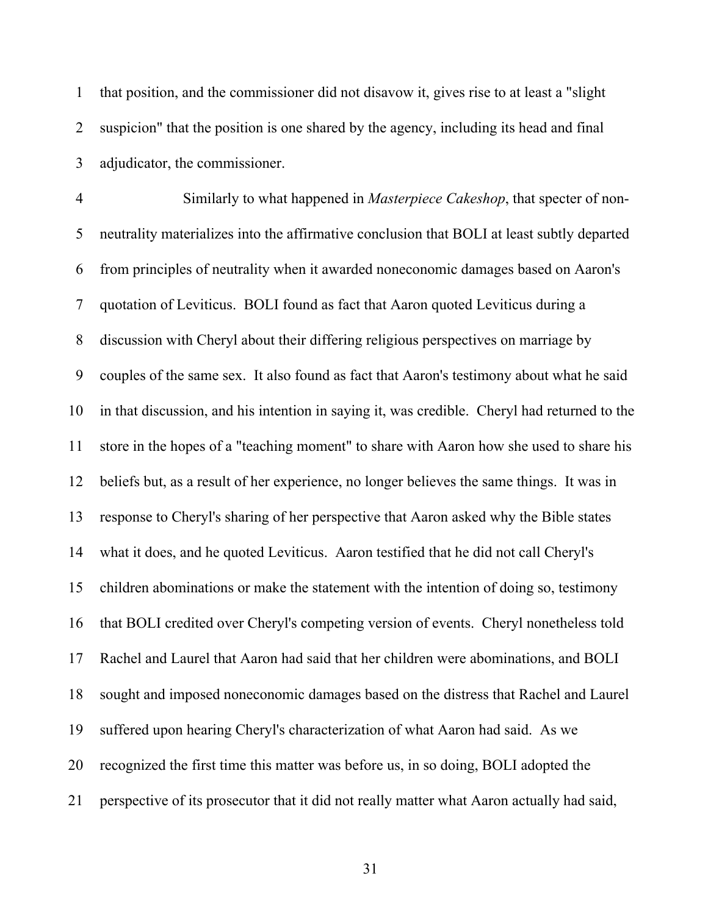that position, and the commissioner did not disavow it, gives rise to at least a "slight suspicion" that the position is one shared by the agency, including its head and final adjudicator, the commissioner.

Similarly to what happened in *Masterpiece Cakeshop*, that specter of non-neutrality materializes into the affirmative conclusion that BOLI at least subtly departed from principles of neutrality when it awarded noneconomic damages based on Aaron's quotation of Leviticus. BOLI found as fact that Aaron quoted Leviticus during a discussion with Cheryl about their differing religious perspectives on marriage by couples of the same sex. It also found as fact that Aaron's testimony about what he said in that discussion, and his intention in saying it, was credible. Cheryl had returned to the store in the hopes of a "teaching moment" to share with Aaron how she used to share his beliefs but, as a result of her experience, no longer believes the same things. It was in response to Cheryl's sharing of her perspective that Aaron asked why the Bible states what it does, and he quoted Leviticus. Aaron testified that he did not call Cheryl's children abominations or make the statement with the intention of doing so, testimony that BOLI credited over Cheryl's competing version of events. Cheryl nonetheless told Rachel and Laurel that Aaron had said that her children were abominations, and BOLI sought and imposed noneconomic damages based on the distress that Rachel and Laurel suffered upon hearing Cheryl's characterization of what Aaron had said. As we recognized the first time this matter was before us, in so doing, BOLI adopted the perspective of its prosecutor that it did not really matter what Aaron actually had said,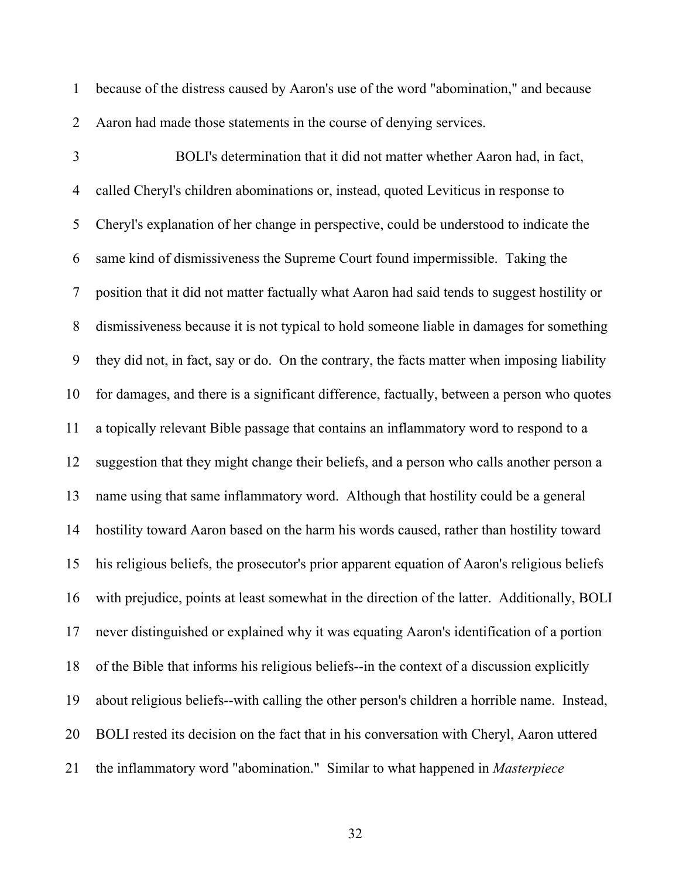because of the distress caused by Aaron's use of the word "abomination," and because Aaron had made those statements in the course of denying services.

BOLI's determination that it did not matter whether Aaron had, in fact, called Cheryl's children abominations or, instead, quoted Leviticus in response to Cheryl's explanation of her change in perspective, could be understood to indicate the same kind of dismissiveness the Supreme Court found impermissible. Taking the position that it did not matter factually what Aaron had said tends to suggest hostility or dismissiveness because it is not typical to hold someone liable in damages for something they did not, in fact, say or do. On the contrary, the facts matter when imposing liability for damages, and there is a significant difference, factually, between a person who quotes a topically relevant Bible passage that contains an inflammatory word to respond to a suggestion that they might change their beliefs, and a person who calls another person a name using that same inflammatory word. Although that hostility could be a general hostility toward Aaron based on the harm his words caused, rather than hostility toward his religious beliefs, the prosecutor's prior apparent equation of Aaron's religious beliefs with prejudice, points at least somewhat in the direction of the latter. Additionally, BOLI never distinguished or explained why it was equating Aaron's identification of a portion of the Bible that informs his religious beliefs--in the context of a discussion explicitly about religious beliefs--with calling the other person's children a horrible name. Instead, BOLI rested its decision on the fact that in his conversation with Cheryl, Aaron uttered the inflammatory word "abomination." Similar to what happened in *Masterpiece*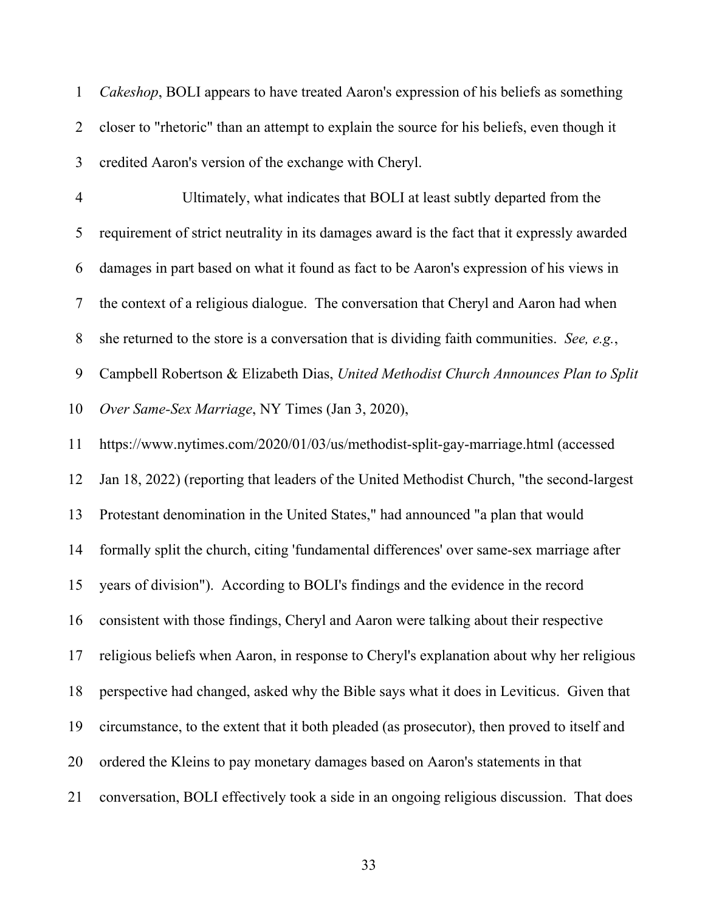*Cakeshop*, BOLI appears to have treated Aaron's expression of his beliefs as something closer to "rhetoric" than an attempt to explain the source for his beliefs, even though it credited Aaron's version of the exchange with Cheryl.

Ultimately, what indicates that BOLI at least subtly departed from the requirement of strict neutrality in its damages award is the fact that it expressly awarded damages in part based on what it found as fact to be Aaron's expression of his views in the context of a religious dialogue. The conversation that Cheryl and Aaron had when she returned to the store is a conversation that is dividing faith communities. *See, e.g.*, Campbell Robertson & Elizabeth Dias, *United Methodist Church Announces Plan to Split Over Same-Sex Marriage*, NY Times (Jan 3, 2020), https://www.nytimes.com/2020/01/03/us/methodist-split-gay-marriage.html (accessed Jan 18, 2022) (reporting that leaders of the United Methodist Church, "the second-largest Protestant denomination in the United States," had announced "a plan that would formally split the church, citing 'fundamental differences' over same-sex marriage after years of division"). According to BOLI's findings and the evidence in the record consistent with those findings, Cheryl and Aaron were talking about their respective religious beliefs when Aaron, in response to Cheryl's explanation about why her religious perspective had changed, asked why the Bible says what it does in Leviticus. Given that circumstance, to the extent that it both pleaded (as prosecutor), then proved to itself and ordered the Kleins to pay monetary damages based on Aaron's statements in that conversation, BOLI effectively took a side in an ongoing religious discussion. That does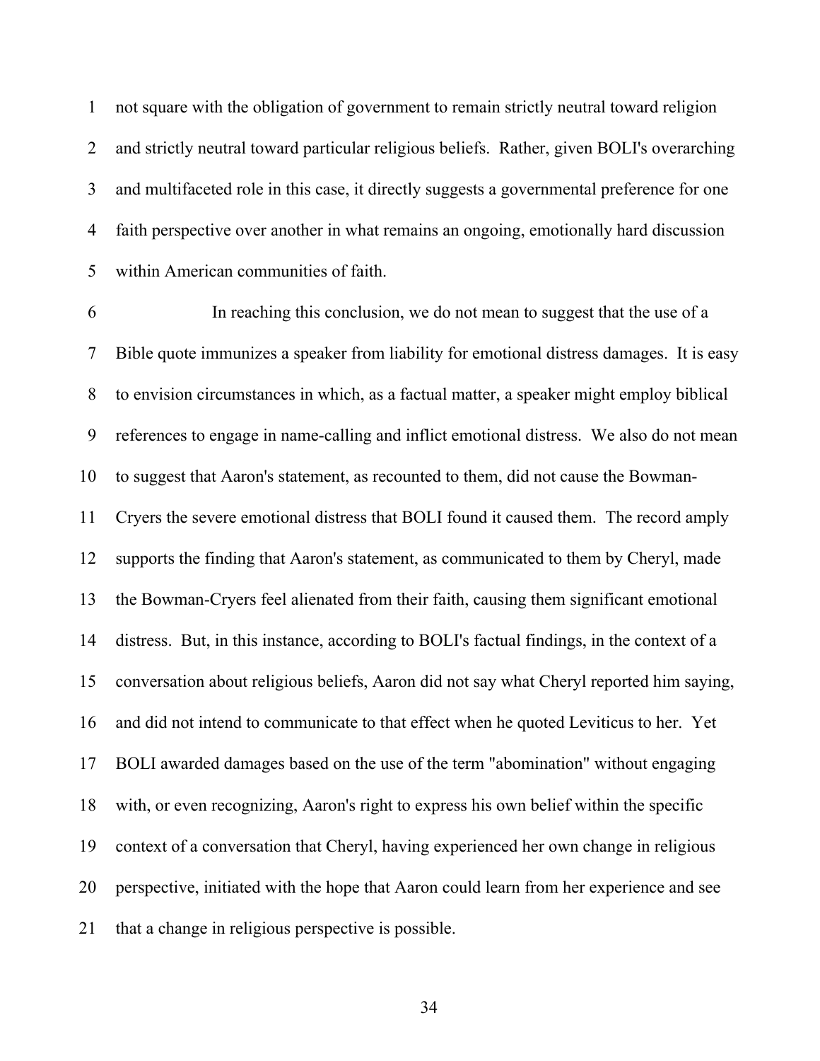not square with the obligation of government to remain strictly neutral toward religion and strictly neutral toward particular religious beliefs. Rather, given BOLI's overarching and multifaceted role in this case, it directly suggests a governmental preference for one faith perspective over another in what remains an ongoing, emotionally hard discussion within American communities of faith.

In reaching this conclusion, we do not mean to suggest that the use of a Bible quote immunizes a speaker from liability for emotional distress damages. It is easy to envision circumstances in which, as a factual matter, a speaker might employ biblical references to engage in name-calling and inflict emotional distress. We also do not mean to suggest that Aaron's statement, as recounted to them, did not cause the Bowman-Cryers the severe emotional distress that BOLI found it caused them. The record amply supports the finding that Aaron's statement, as communicated to them by Cheryl, made the Bowman-Cryers feel alienated from their faith, causing them significant emotional distress. But, in this instance, according to BOLI's factual findings, in the context of a conversation about religious beliefs, Aaron did not say what Cheryl reported him saying, and did not intend to communicate to that effect when he quoted Leviticus to her. Yet BOLI awarded damages based on the use of the term "abomination" without engaging with, or even recognizing, Aaron's right to express his own belief within the specific context of a conversation that Cheryl, having experienced her own change in religious perspective, initiated with the hope that Aaron could learn from her experience and see that a change in religious perspective is possible.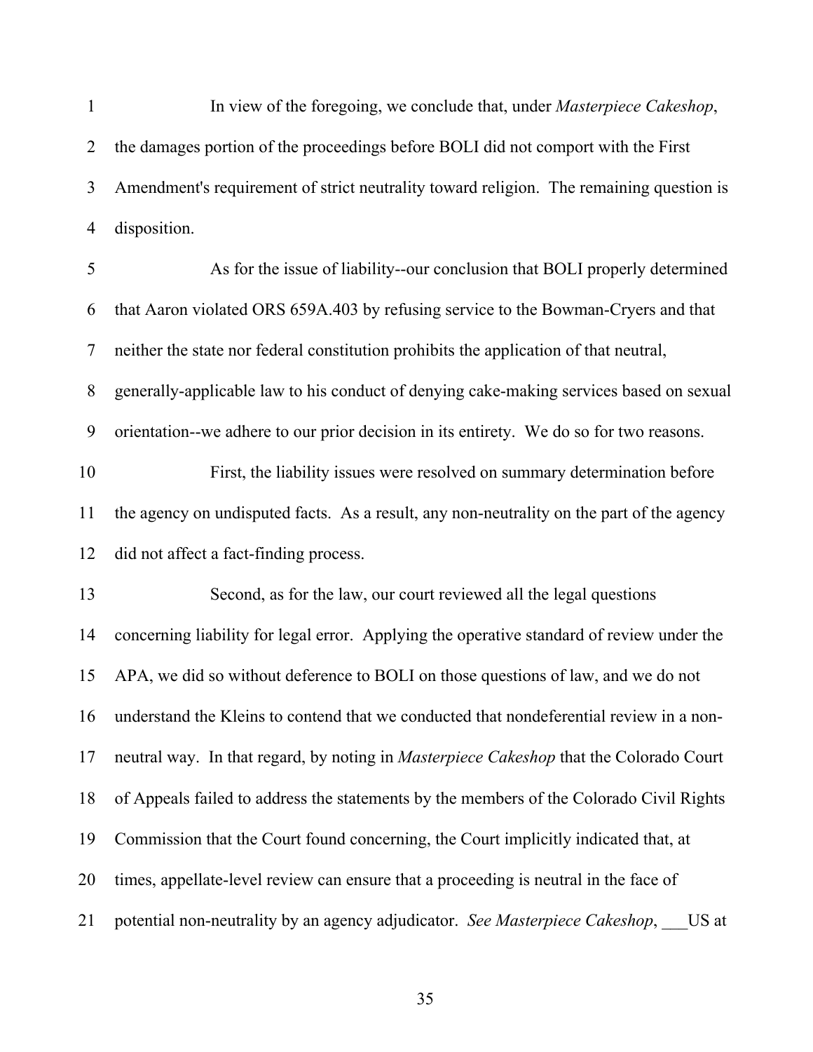In view of the foregoing, we conclude that, under *Masterpiece Cakeshop*, the damages portion of the proceedings before BOLI did not comport with the First Amendment's requirement of strict neutrality toward religion. The remaining question is disposition.

As for the issue of liability--our conclusion that BOLI properly determined that Aaron violated ORS 659A.403 by refusing service to the Bowman-Cryers and that neither the state nor federal constitution prohibits the application of that neutral, generally-applicable law to his conduct of denying cake-making services based on sexual orientation--we adhere to our prior decision in its entirety. We do so for two reasons.

First, the liability issues were resolved on summary determination before the agency on undisputed facts. As a result, any non-neutrality on the part of the agency did not affect a fact-finding process.

Second, as for the law, our court reviewed all the legal questions concerning liability for legal error. Applying the operative standard of review under the APA, we did so without deference to BOLI on those questions of law, and we do not understand the Kleins to contend that we conducted that nondeferential review in a non-neutral way. In that regard, by noting in *Masterpiece Cakeshop* that the Colorado Court of Appeals failed to address the statements by the members of the Colorado Civil Rights Commission that the Court found concerning, the Court implicitly indicated that, at times, appellate-level review can ensure that a proceeding is neutral in the face of potential non-neutrality by an agency adjudicator. *See Masterpiece Cakeshop*, ___US at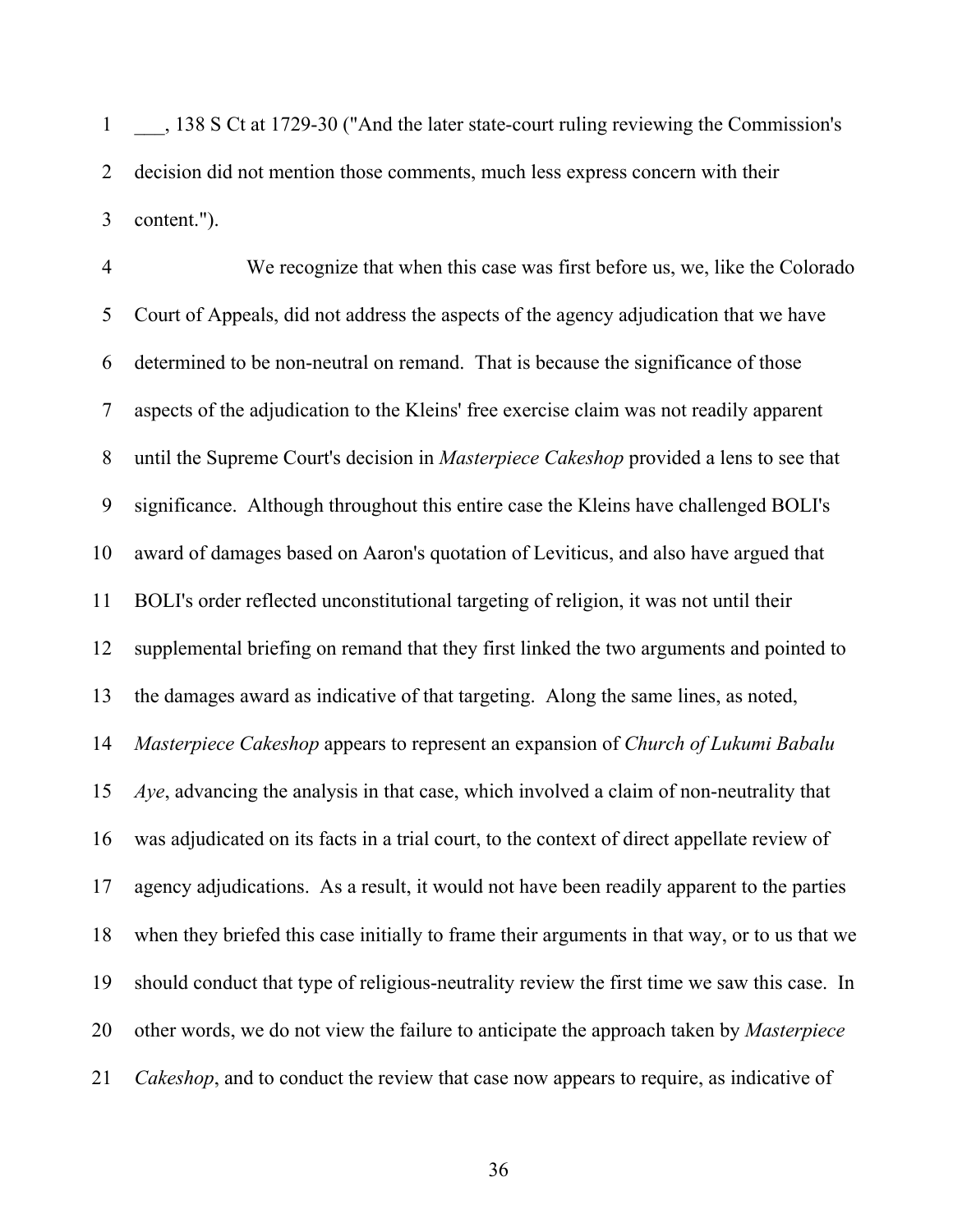___, 138 S Ct at 1729-30 ("And the later state-court ruling reviewing the Commission's decision did not mention those comments, much less express concern with their content.").

We recognize that when this case was first before us, we, like the Colorado Court of Appeals, did not address the aspects of the agency adjudication that we have determined to be non-neutral on remand. That is because the significance of those aspects of the adjudication to the Kleins' free exercise claim was not readily apparent until the Supreme Court's decision in *Masterpiece Cakeshop* provided a lens to see that significance. Although throughout this entire case the Kleins have challenged BOLI's award of damages based on Aaron's quotation of Leviticus, and also have argued that BOLI's order reflected unconstitutional targeting of religion, it was not until their supplemental briefing on remand that they first linked the two arguments and pointed to the damages award as indicative of that targeting. Along the same lines, as noted, *Masterpiece Cakeshop* appears to represent an expansion of *Church of Lukumi Babalu Aye*, advancing the analysis in that case, which involved a claim of non-neutrality that was adjudicated on its facts in a trial court, to the context of direct appellate review of agency adjudications. As a result, it would not have been readily apparent to the parties when they briefed this case initially to frame their arguments in that way, or to us that we should conduct that type of religious-neutrality review the first time we saw this case. In other words, we do not view the failure to anticipate the approach taken by *Masterpiece Cakeshop*, and to conduct the review that case now appears to require, as indicative of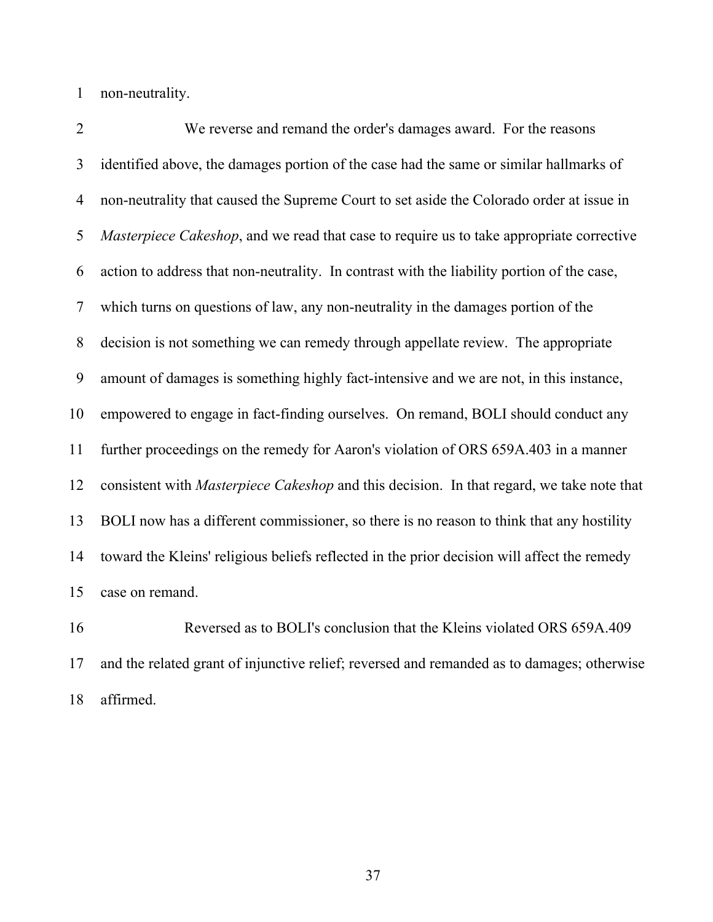non-neutrality.

We reverse and remand the order's damages award. For the reasons identified above, the damages portion of the case had the same or similar hallmarks of non-neutrality that caused the Supreme Court to set aside the Colorado order at issue in *Masterpiece Cakeshop*, and we read that case to require us to take appropriate corrective action to address that non-neutrality. In contrast with the liability portion of the case, which turns on questions of law, any non-neutrality in the damages portion of the decision is not something we can remedy through appellate review. The appropriate amount of damages is something highly fact-intensive and we are not, in this instance, empowered to engage in fact-finding ourselves. On remand, BOLI should conduct any further proceedings on the remedy for Aaron's violation of ORS 659A.403 in a manner consistent with *Masterpiece Cakeshop* and this decision. In that regard, we take note that BOLI now has a different commissioner, so there is no reason to think that any hostility toward the Kleins' religious beliefs reflected in the prior decision will affect the remedy case on remand.

Reversed as to BOLI's conclusion that the Kleins violated ORS 659A.409 and the related grant of injunctive relief; reversed and remanded as to damages; otherwise affirmed.